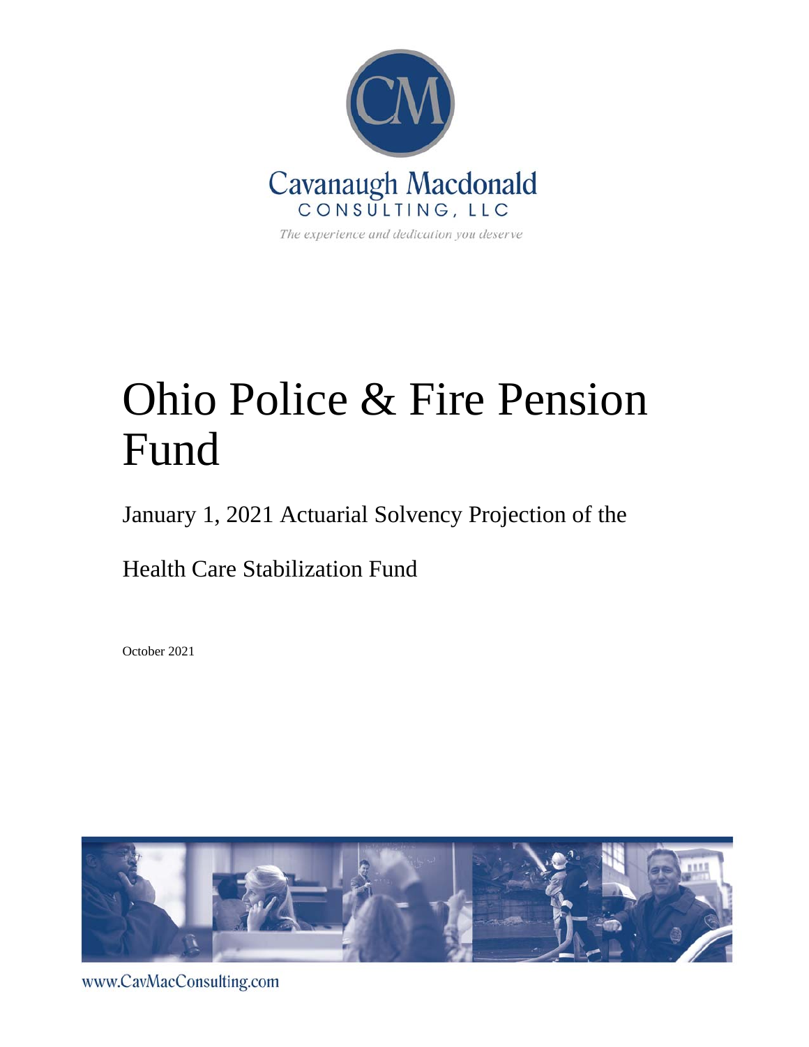Cavanaugh Macdonald
CONSULTING, LLC

*The experience and dedication you deserve*

# Ohio Police & Fire Pension Fund

## January 1, 2021 Actuarial Solvency Projection of the Health Care Stabilization Fund

October 2021

www.CavMacConsulting.com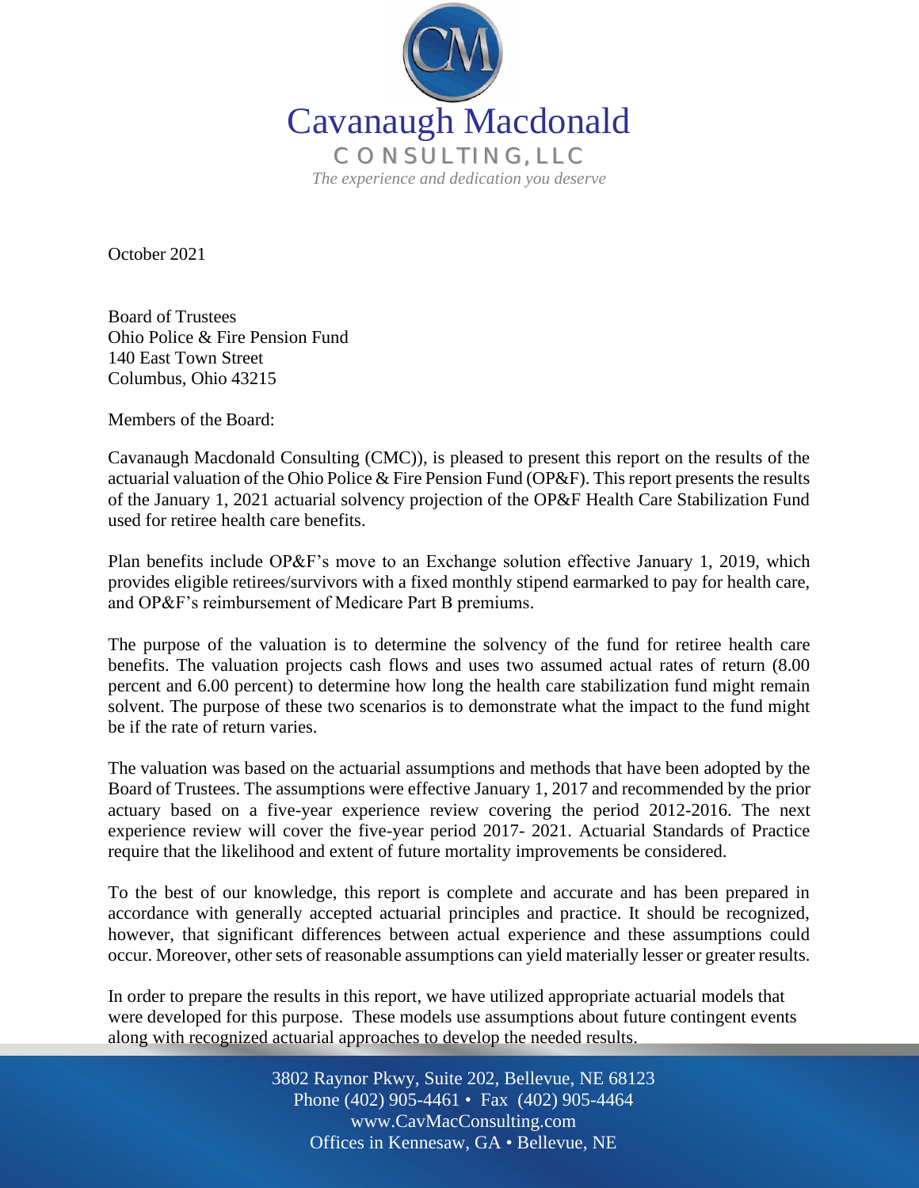Cavanaugh Macdonald

CONSULTING, LLC

*The experience and dedication you deserve*

October 2021

Board of Trustees
Ohio Police & Fire Pension Fund
140 East Town Street
Columbus, Ohio 43215

Members of the Board:

Cavanaugh Macdonald Consulting (CMC)), is pleased to present this report on the results of the actuarial valuation of the Ohio Police & Fire Pension Fund (OP&F). This report presents the results of the January 1, 2021 actuarial solvency projection of the OP&F Health Care Stabilization Fund used for retiree health care benefits.

Plan benefits include OP&F's move to an Exchange solution effective January 1, 2019, which provides eligible retirees/survivors with a fixed monthly stipend earmarked to pay for health care, and OP&F's reimbursement of Medicare Part B premiums.

The purpose of the valuation is to determine the solvency of the fund for retiree health care benefits. The valuation projects cash flows and uses two assumed actual rates of return (8.00 percent and 6.00 percent) to determine how long the health care stabilization fund might remain solvent. The purpose of these two scenarios is to demonstrate what the impact to the fund might be if the rate of return varies.

The valuation was based on the actuarial assumptions and methods that have been adopted by the Board of Trustees. The assumptions were effective January 1, 2017 and recommended by the prior actuary based on a five-year experience review covering the period 2012-2016. The next experience review will cover the five-year period 2017- 2021. Actuarial Standards of Practice require that the likelihood and extent of future mortality improvements be considered.

To the best of our knowledge, this report is complete and accurate and has been prepared in accordance with generally accepted actuarial principles and practice. It should be recognized, however, that significant differences between actual experience and these assumptions could occur. Moreover, other sets of reasonable assumptions can yield materially lesser or greater results.

In order to prepare the results in this report, we have utilized appropriate actuarial models that were developed for this purpose. These models use assumptions about future contingent events along with recognized actuarial approaches to develop the needed results.

3802 Raynor Pkwy, Suite 202, Bellevue, NE 68123
Phone (402) 905-4461 • Fax (402) 905-4464
www.CavMacConsulting.com
Offices in Kennesaw, GA • Bellevue, NE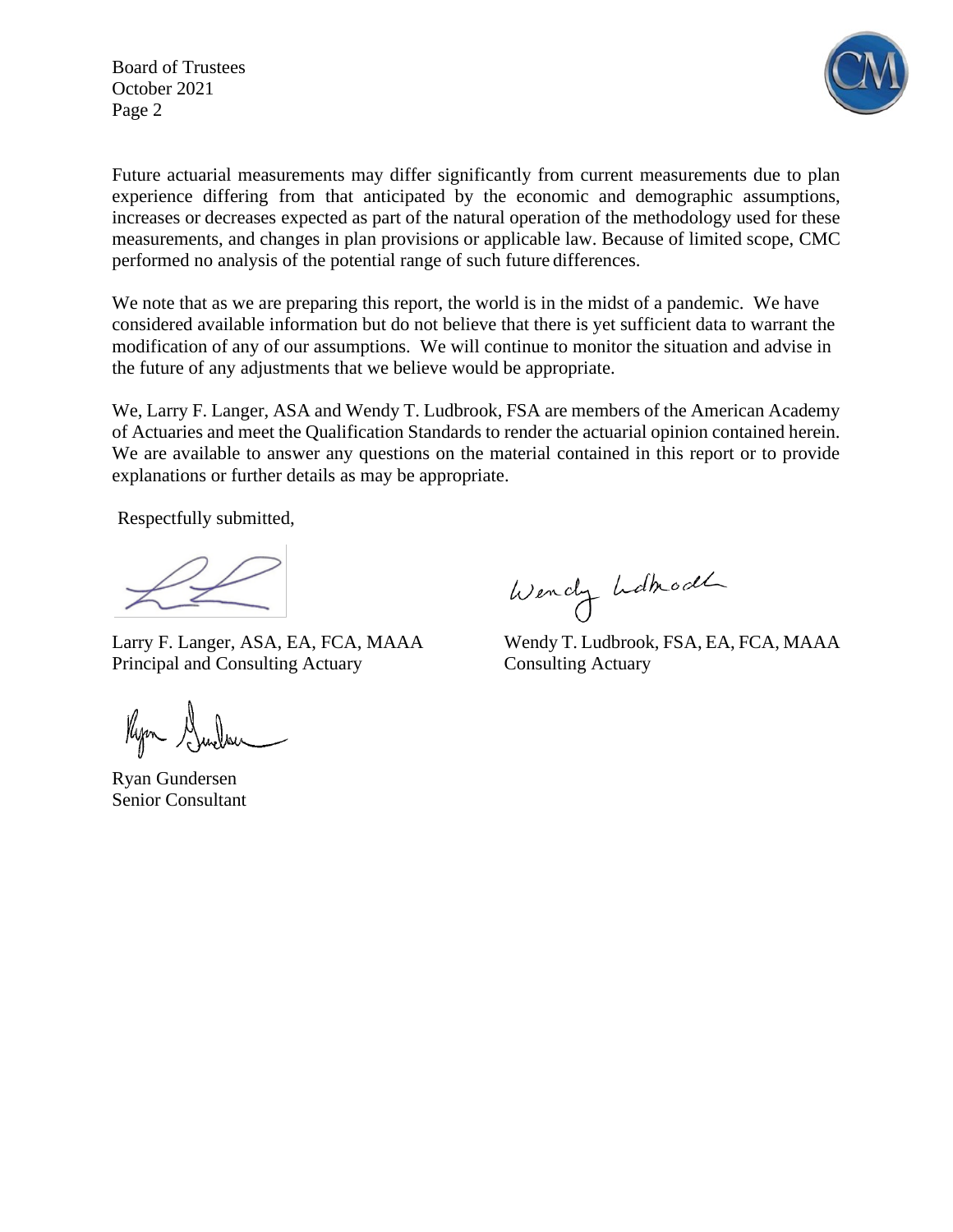Future actuarial measurements may differ significantly from current measurements due to plan experience differing from that anticipated by the economic and demographic assumptions, increases or decreases expected as part of the natural operation of the methodology used for these measurements, and changes in plan provisions or applicable law. Because of limited scope, CMC performed no analysis of the potential range of such future differences.

We note that as we are preparing this report, the world is in the midst of a pandemic. We have considered available information but do not believe that there is yet sufficient data to warrant the modification of any of our assumptions. We will continue to monitor the situation and advise in the future of any adjustments that we believe would be appropriate.

We, Larry F. Langer, ASA and Wendy T. Ludbrook, FSA are members of the American Academy of Actuaries and meet the Qualification Standards to render the actuarial opinion contained herein. We are available to answer any questions on the material contained in this report or to provide explanations or further details as may be appropriate.

Respectfully submitted,

Larry F. Langer, ASA, EA, FCA, MAAA
Principal and Consulting Actuary

Wendy T. Ludbrook, FSA, EA, FCA, MAAA
Consulting Actuary

Ryan Gundersen
Senior Consultant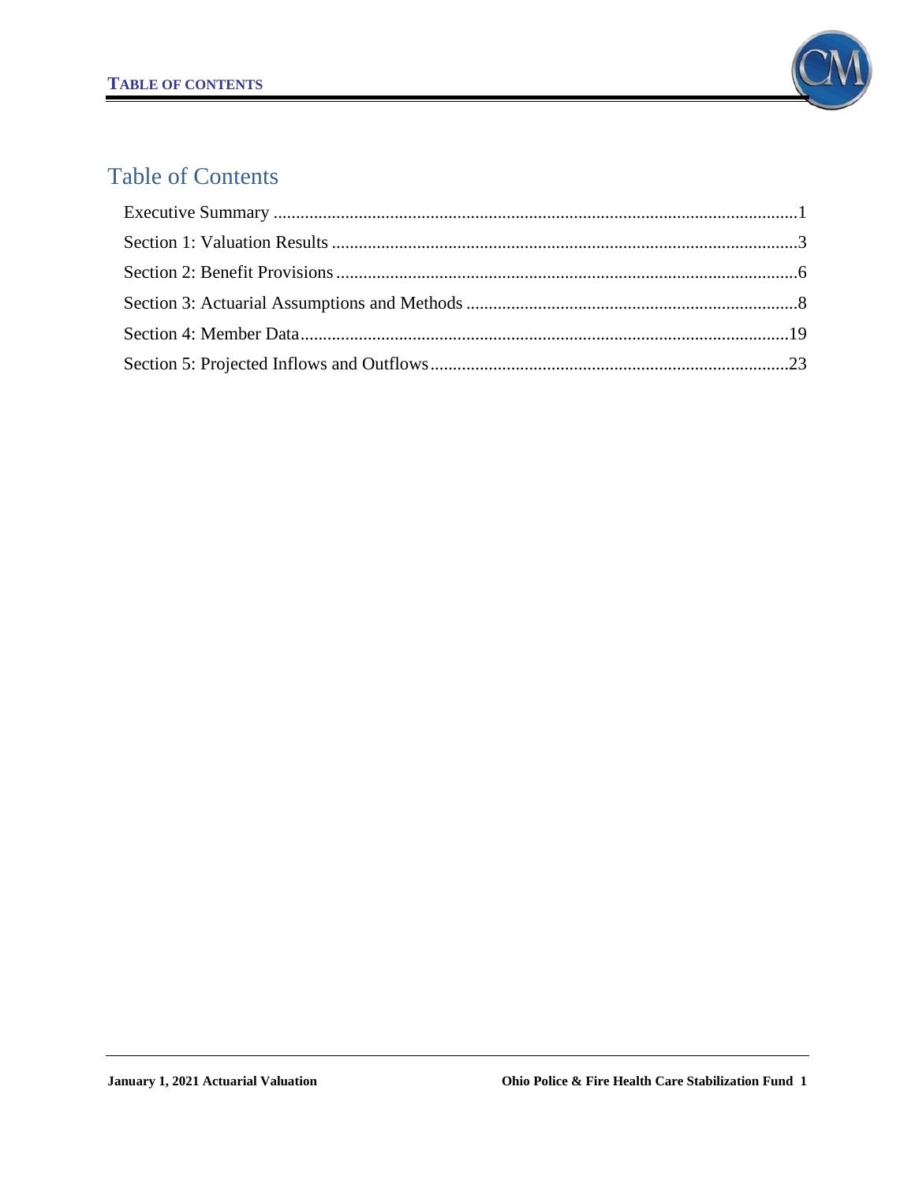# Table of Contents

| | |
|---|---|
| Executive Summary | 1 |
| Section 1: Valuation Results | 3 |
| Section 2: Benefit Provisions | 6 |
| Section 3: Actuarial Assumptions and Methods | 8 |
| Section 4: Member Data | 19 |
| Section 5: Projected Inflows and Outflows | 23 |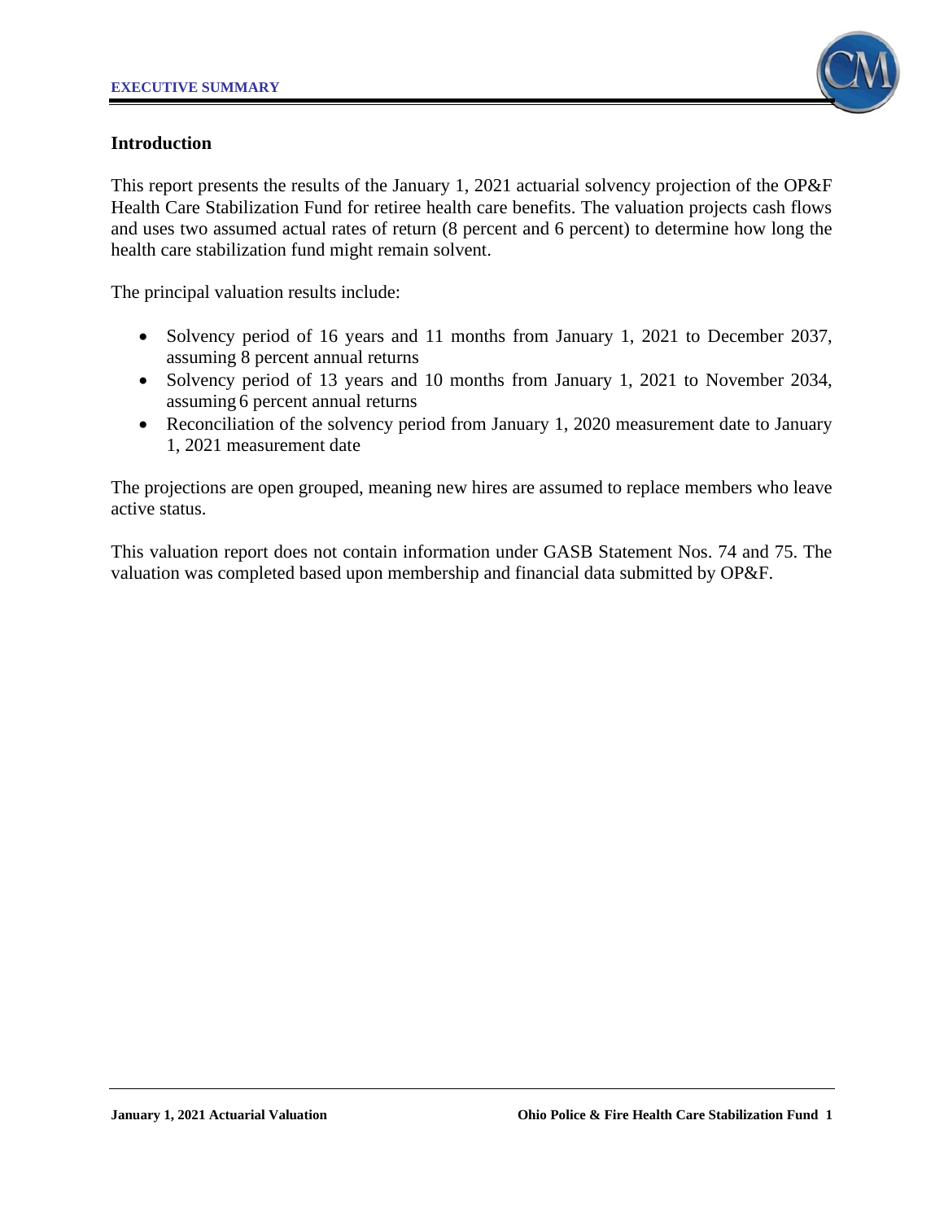## Introduction

This report presents the results of the January 1, 2021 actuarial solvency projection of the OP&F Health Care Stabilization Fund for retiree health care benefits. The valuation projects cash flows and uses two assumed actual rates of return (8 percent and 6 percent) to determine how long the health care stabilization fund might remain solvent.

The principal valuation results include:

- Solvency period of 16 years and 11 months from January 1, 2021 to December 2037, assuming 8 percent annual returns
- Solvency period of 13 years and 10 months from January 1, 2021 to November 2034, assuming 6 percent annual returns
- Reconciliation of the solvency period from January 1, 2020 measurement date to January 1, 2021 measurement date

The projections are open grouped, meaning new hires are assumed to replace members who leave active status.

This valuation report does not contain information under GASB Statement Nos. 74 and 75. The valuation was completed based upon membership and financial data submitted by OP&F.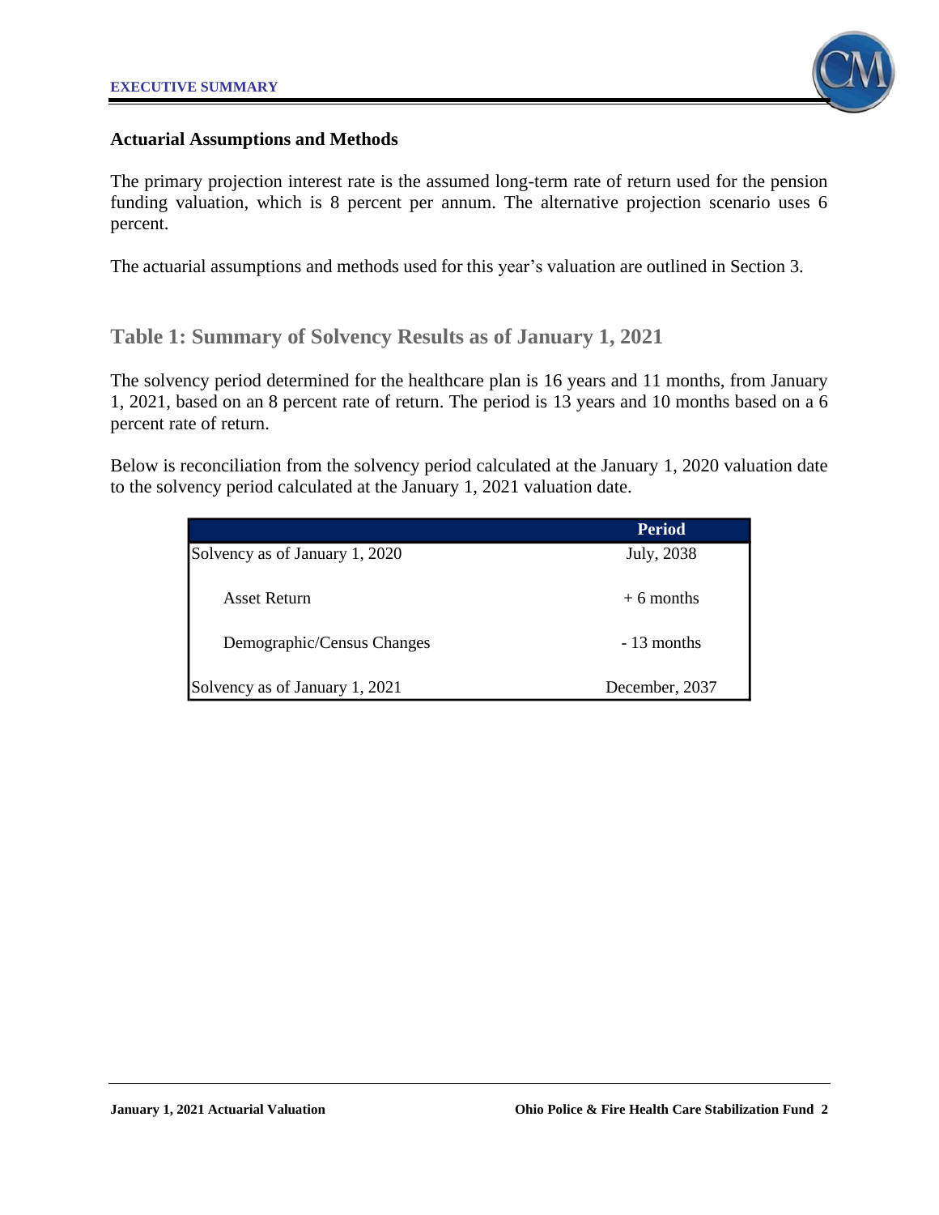## Actuarial Assumptions and Methods

The primary projection interest rate is the assumed long-term rate of return used for the pension funding valuation, which is 8 percent per annum. The alternative projection scenario uses 6 percent.

The actuarial assumptions and methods used for this year's valuation are outlined in Section 3.

## Table 1: Summary of Solvency Results as of January 1, 2021

The solvency period determined for the healthcare plan is 16 years and 11 months, from January 1, 2021, based on an 8 percent rate of return. The period is 13 years and 10 months based on a 6 percent rate of return.

Below is reconciliation from the solvency period calculated at the January 1, 2020 valuation date to the solvency period calculated at the January 1, 2021 valuation date.

| | Period |
|---|---|
| Solvency as of January 1, 2020 | July, 2038 |
| Asset Return | + 6 months |
| Demographic/Census Changes | - 13 months |
| Solvency as of January 1, 2021 | December, 2037 |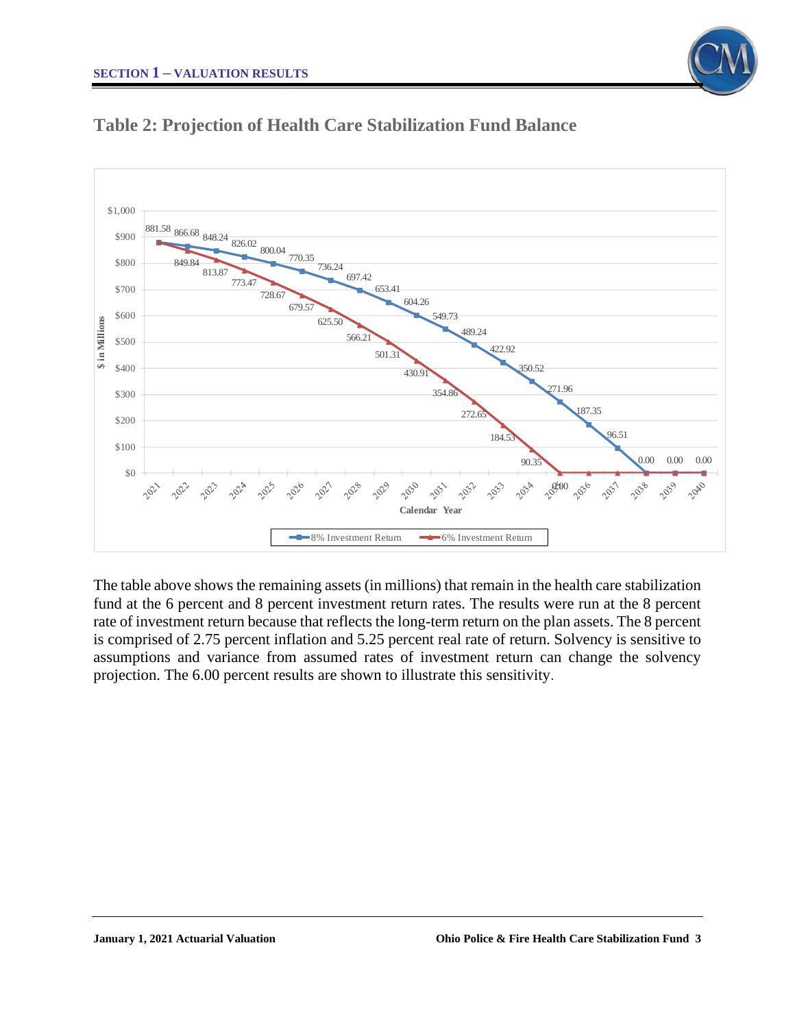## Table 2: Projection of Health Care Stabilization Fund Balance

$ in Millions

| Calendar Year | 8% Investment Return | 6% Investment Return |
|---|---|---|
| 2021 | 881.58 | 881.58 |
| 2022 | 866.68 | 849.84 |
| 2023 | 848.24 | 813.87 |
| 2024 | 826.02 | 773.47 |
| 2025 | 800.04 | 728.67 |
| 2026 | 770.35 | 679.57 |
| 2027 | 736.24 | 625.50 |
| 2028 | 697.42 | 566.21 |
| 2029 | 653.41 | 501.31 |
| 2030 | 604.26 | 430.91 |
| 2031 | 549.73 | 354.86 |
| 2032 | 489.24 | 272.65 |
| 2033 | 422.92 | 184.53 |
| 2034 | 350.52 | 90.35 |
| 2035 | 271.96 | 0.00 |
| 2036 | 187.35 | 0.00 |
| 2037 | 96.51 | 0.00 |
| 2038 | 0.00 | 0.00 |
| 2039 | 0.00 | 0.00 |
| 2040 | 0.00 | 0.00 |

The table above shows the remaining assets (in millions) that remain in the health care stabilization fund at the 6 percent and 8 percent investment return rates. The results were run at the 8 percent rate of investment return because that reflects the long-term return on the plan assets. The 8 percent is comprised of 2.75 percent inflation and 5.25 percent real rate of return. Solvency is sensitive to assumptions and variance from assumed rates of investment return can change the solvency projection. The 6.00 percent results are shown to illustrate this sensitivity.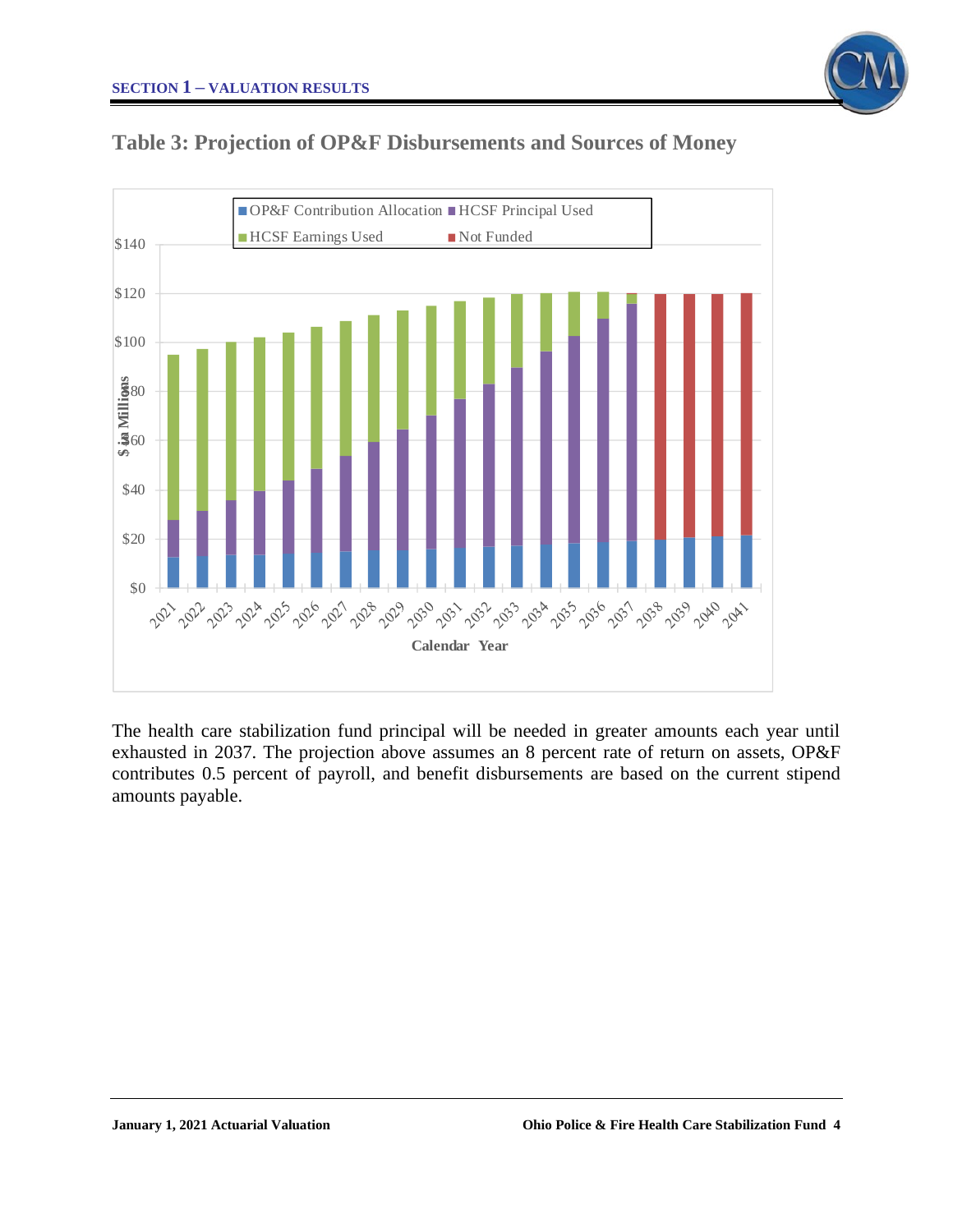## Table 3: Projection of OP&F Disbursements and Sources of Money

The health care stabilization fund principal will be needed in greater amounts each year until exhausted in 2037. The projection above assumes an 8 percent rate of return on assets, OP&F contributes 0.5 percent of payroll, and benefit disbursements are based on the current stipend amounts payable.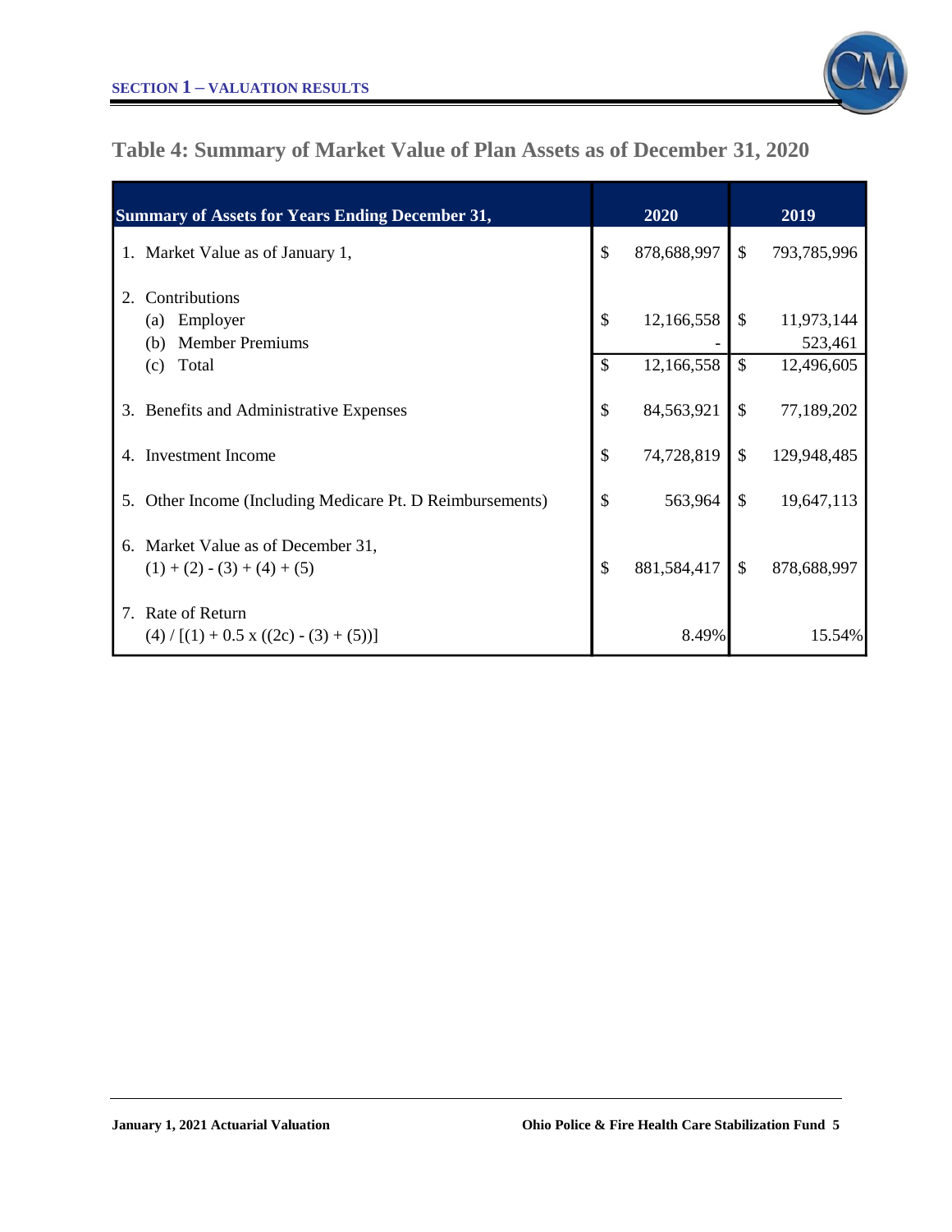## Table 4: Summary of Market Value of Plan Assets as of December 31, 2020

| Summary of Assets for Years Ending December 31, | 2020 | 2019 |
|---|---|---|
| 1. Market Value as of January 1, | $ 878,688,997 | $ 793,785,996 |
| 2. Contributions | | |
| (a) Employer | $ 12,166,558 | $ 11,973,144 |
| (b) Member Premiums | - | 523,461 |
| (c) Total | $ 12,166,558 | $ 12,496,605 |
| 3. Benefits and Administrative Expenses | $ 84,563,921 | $ 77,189,202 |
| 4. Investment Income | $ 74,728,819 | $ 129,948,485 |
| 5. Other Income (Including Medicare Pt. D Reimbursements) | $ 563,964 | $ 19,647,113 |
| 6. Market Value as of December 31, (1) + (2) - (3) + (4) + (5) | $ 881,584,417 | $ 878,688,997 |
| 7. Rate of Return (4) / [(1) + 0.5 x ((2c) - (3) + (5))] | 8.49% | 15.54% |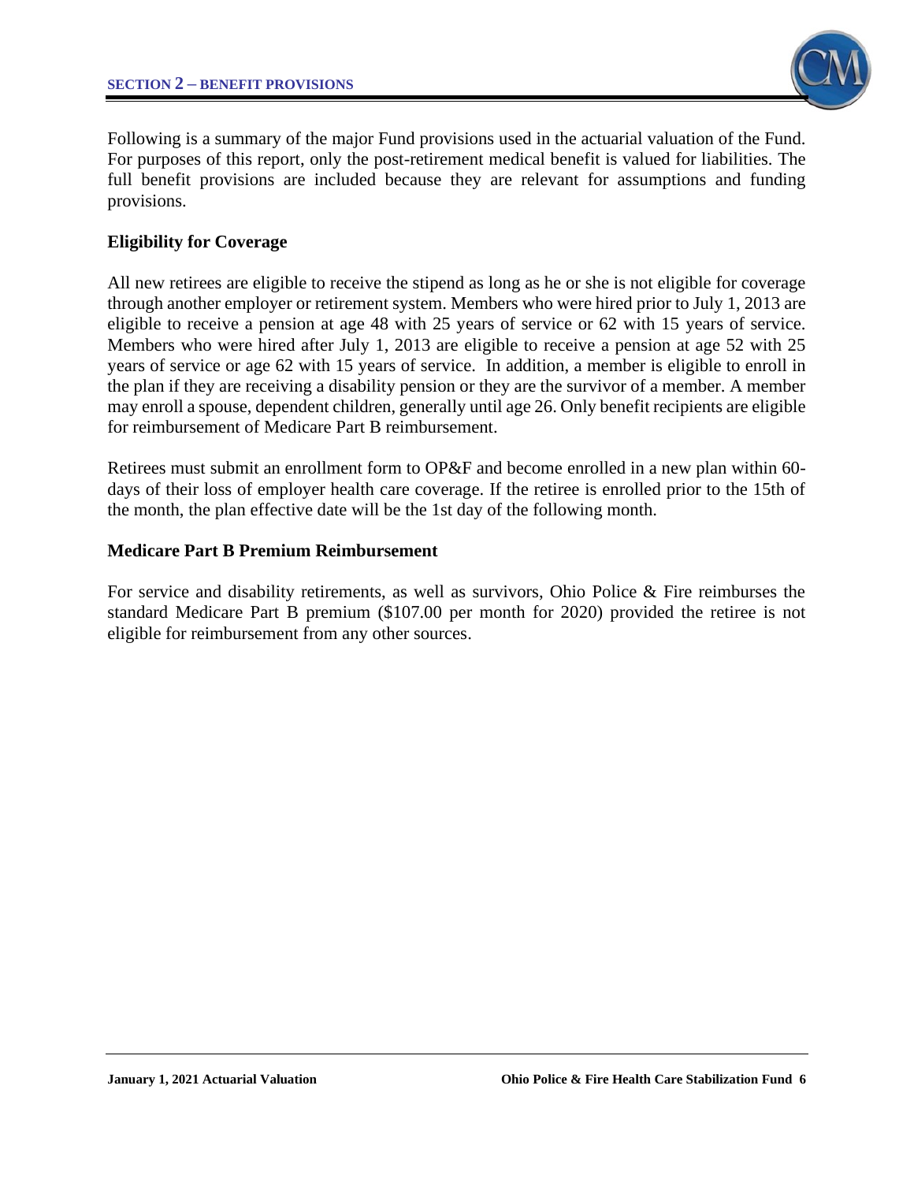Following is a summary of the major Fund provisions used in the actuarial valuation of the Fund. For purposes of this report, only the post-retirement medical benefit is valued for liabilities. The full benefit provisions are included because they are relevant for assumptions and funding provisions.

### Eligibility for Coverage

All new retirees are eligible to receive the stipend as long as he or she is not eligible for coverage through another employer or retirement system. Members who were hired prior to July 1, 2013 are eligible to receive a pension at age 48 with 25 years of service or 62 with 15 years of service. Members who were hired after July 1, 2013 are eligible to receive a pension at age 52 with 25 years of service or age 62 with 15 years of service. In addition, a member is eligible to enroll in the plan if they are receiving a disability pension or they are the survivor of a member. A member may enroll a spouse, dependent children, generally until age 26. Only benefit recipients are eligible for reimbursement of Medicare Part B reimbursement.

Retirees must submit an enrollment form to OP&F and become enrolled in a new plan within 60-days of their loss of employer health care coverage. If the retiree is enrolled prior to the 15th of the month, the plan effective date will be the 1st day of the following month.

### Medicare Part B Premium Reimbursement

For service and disability retirements, as well as survivors, Ohio Police & Fire reimburses the standard Medicare Part B premium ($107.00 per month for 2020) provided the retiree is not eligible for reimbursement from any other sources.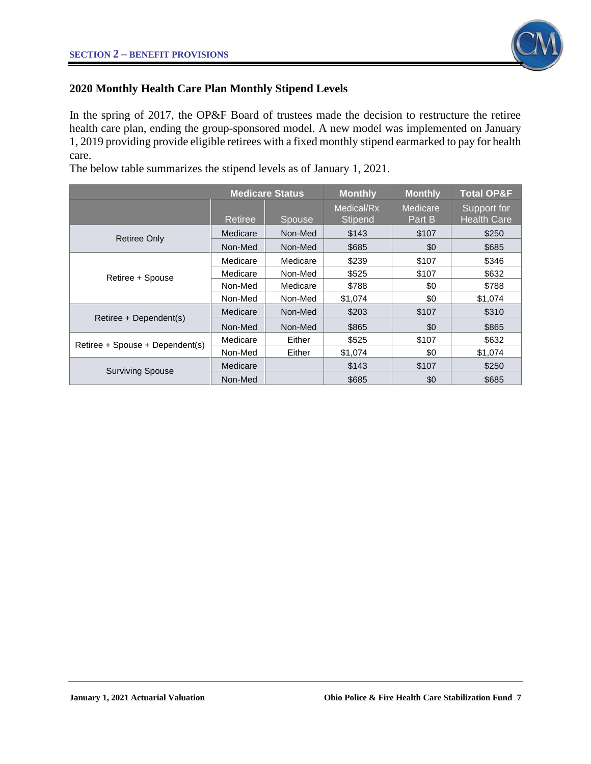## 2020 Monthly Health Care Plan Monthly Stipend Levels

In the spring of 2017, the OP&F Board of trustees made the decision to restructure the retiree health care plan, ending the group-sponsored model. A new model was implemented on January 1, 2019 providing provide eligible retirees with a fixed monthly stipend earmarked to pay for health care.

The below table summarizes the stipend levels as of January 1, 2021.

| | Medicare Status | | Monthly | Monthly | Total OP&F |
|---|---|---|---|---|---|
| | Retiree | Spouse | Medical/Rx Stipend | Medicare Part B | Support for Health Care |
| Retiree Only | Medicare | Non-Med | $143 | $107 | $250 |
| | Non-Med | Non-Med | $685 | $0 | $685 |
| Retiree + Spouse | Medicare | Medicare | $239 | $107 | $346 |
| | Medicare | Non-Med | $525 | $107 | $632 |
| | Non-Med | Medicare | $788 | $0 | $788 |
| | Non-Med | Non-Med | $1,074 | $0 | $1,074 |
| Retiree + Dependent(s) | Medicare | Non-Med | $203 | $107 | $310 |
| | Non-Med | Non-Med | $865 | $0 | $865 |
| Retiree + Spouse + Dependent(s) | Medicare | Either | $525 | $107 | $632 |
| | Non-Med | Either | $1,074 | $0 | $1,074 |
| Surviving Spouse | Medicare | | $143 | $107 | $250 |
| | Non-Med | | $685 | $0 | $685 |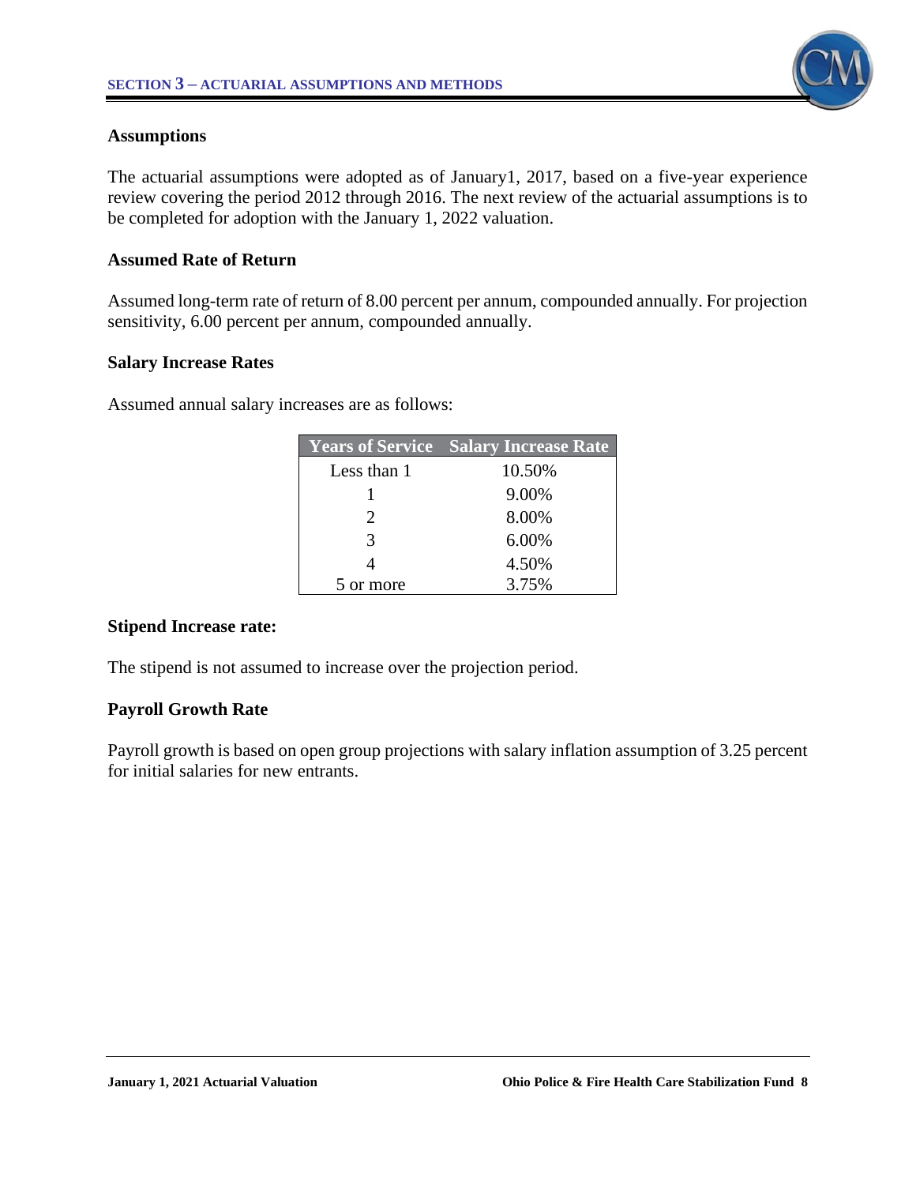## Assumptions

The actuarial assumptions were adopted as of January1, 2017, based on a five-year experience review covering the period 2012 through 2016. The next review of the actuarial assumptions is to be completed for adoption with the January 1, 2022 valuation.

## Assumed Rate of Return

Assumed long-term rate of return of 8.00 percent per annum, compounded annually. For projection sensitivity, 6.00 percent per annum, compounded annually.

## Salary Increase Rates

Assumed annual salary increases are as follows:

| Years of Service | Salary Increase Rate |
|---|---|
| Less than 1 | 10.50% |
| 1 | 9.00% |
| 2 | 8.00% |
| 3 | 6.00% |
| 4 | 4.50% |
| 5 or more | 3.75% |

## Stipend Increase rate:

The stipend is not assumed to increase over the projection period.

## Payroll Growth Rate

Payroll growth is based on open group projections with salary inflation assumption of 3.25 percent for initial salaries for new entrants.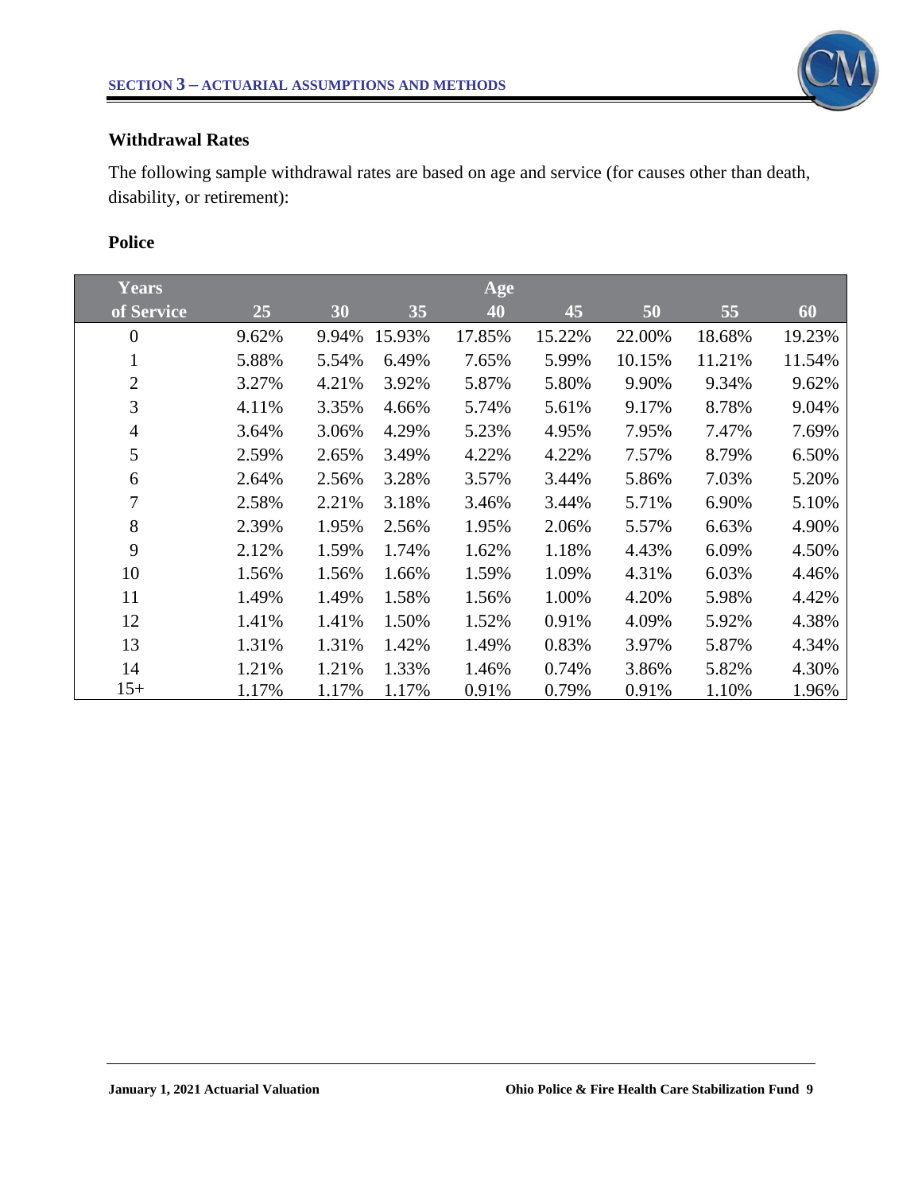### Withdrawal Rates

The following sample withdrawal rates are based on age and service (for causes other than death, disability, or retirement):

**Police**

| Years of Service | Age 25 | 30 | 35 | 40 | 45 | 50 | 55 | 60 |
|---|---|---|---|---|---|---|---|---|
| 0 | 9.62% | 9.94% | 15.93% | 17.85% | 15.22% | 22.00% | 18.68% | 19.23% |
| 1 | 5.88% | 5.54% | 6.49% | 7.65% | 5.99% | 10.15% | 11.21% | 11.54% |
| 2 | 3.27% | 4.21% | 3.92% | 5.87% | 5.80% | 9.90% | 9.34% | 9.62% |
| 3 | 4.11% | 3.35% | 4.66% | 5.74% | 5.61% | 9.17% | 8.78% | 9.04% |
| 4 | 3.64% | 3.06% | 4.29% | 5.23% | 4.95% | 7.95% | 7.47% | 7.69% |
| 5 | 2.59% | 2.65% | 3.49% | 4.22% | 4.22% | 7.57% | 8.79% | 6.50% |
| 6 | 2.64% | 2.56% | 3.28% | 3.57% | 3.44% | 5.86% | 7.03% | 5.20% |
| 7 | 2.58% | 2.21% | 3.18% | 3.46% | 3.44% | 5.71% | 6.90% | 5.10% |
| 8 | 2.39% | 1.95% | 2.56% | 1.95% | 2.06% | 5.57% | 6.63% | 4.90% |
| 9 | 2.12% | 1.59% | 1.74% | 1.62% | 1.18% | 4.43% | 6.09% | 4.50% |
| 10 | 1.56% | 1.56% | 1.66% | 1.59% | 1.09% | 4.31% | 6.03% | 4.46% |
| 11 | 1.49% | 1.49% | 1.58% | 1.56% | 1.00% | 4.20% | 5.98% | 4.42% |
| 12 | 1.41% | 1.41% | 1.50% | 1.52% | 0.91% | 4.09% | 5.92% | 4.38% |
| 13 | 1.31% | 1.31% | 1.42% | 1.49% | 0.83% | 3.97% | 5.87% | 4.34% |
| 14 | 1.21% | 1.21% | 1.33% | 1.46% | 0.74% | 3.86% | 5.82% | 4.30% |
| 15+ | 1.17% | 1.17% | 1.17% | 0.91% | 0.79% | 0.91% | 1.10% | 1.96% |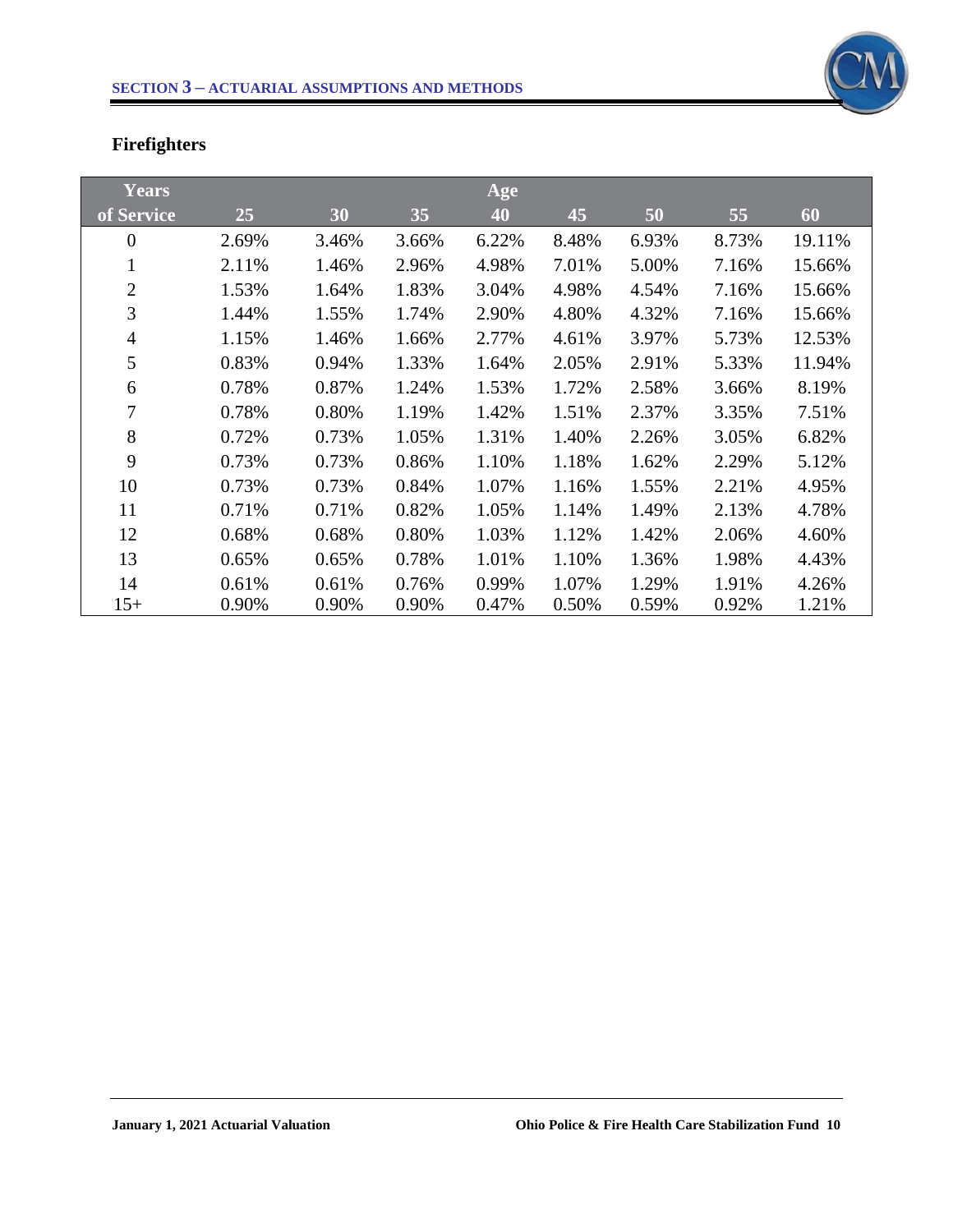## Firefighters

| Years of Service | Age 25 | 30 | 35 | 40 | 45 | 50 | 55 | 60 |
|---|---|---|---|---|---|---|---|---|
| 0 | 2.69% | 3.46% | 3.66% | 6.22% | 8.48% | 6.93% | 8.73% | 19.11% |
| 1 | 2.11% | 1.46% | 2.96% | 4.98% | 7.01% | 5.00% | 7.16% | 15.66% |
| 2 | 1.53% | 1.64% | 1.83% | 3.04% | 4.98% | 4.54% | 7.16% | 15.66% |
| 3 | 1.44% | 1.55% | 1.74% | 2.90% | 4.80% | 4.32% | 7.16% | 15.66% |
| 4 | 1.15% | 1.46% | 1.66% | 2.77% | 4.61% | 3.97% | 5.73% | 12.53% |
| 5 | 0.83% | 0.94% | 1.33% | 1.64% | 2.05% | 2.91% | 5.33% | 11.94% |
| 6 | 0.78% | 0.87% | 1.24% | 1.53% | 1.72% | 2.58% | 3.66% | 8.19% |
| 7 | 0.78% | 0.80% | 1.19% | 1.42% | 1.51% | 2.37% | 3.35% | 7.51% |
| 8 | 0.72% | 0.73% | 1.05% | 1.31% | 1.40% | 2.26% | 3.05% | 6.82% |
| 9 | 0.73% | 0.73% | 0.86% | 1.10% | 1.18% | 1.62% | 2.29% | 5.12% |
| 10 | 0.73% | 0.73% | 0.84% | 1.07% | 1.16% | 1.55% | 2.21% | 4.95% |
| 11 | 0.71% | 0.71% | 0.82% | 1.05% | 1.14% | 1.49% | 2.13% | 4.78% |
| 12 | 0.68% | 0.68% | 0.80% | 1.03% | 1.12% | 1.42% | 2.06% | 4.60% |
| 13 | 0.65% | 0.65% | 0.78% | 1.01% | 1.10% | 1.36% | 1.98% | 4.43% |
| 14 | 0.61% | 0.61% | 0.76% | 0.99% | 1.07% | 1.29% | 1.91% | 4.26% |
| 15+ | 0.90% | 0.90% | 0.90% | 0.47% | 0.50% | 0.59% | 0.92% | 1.21% |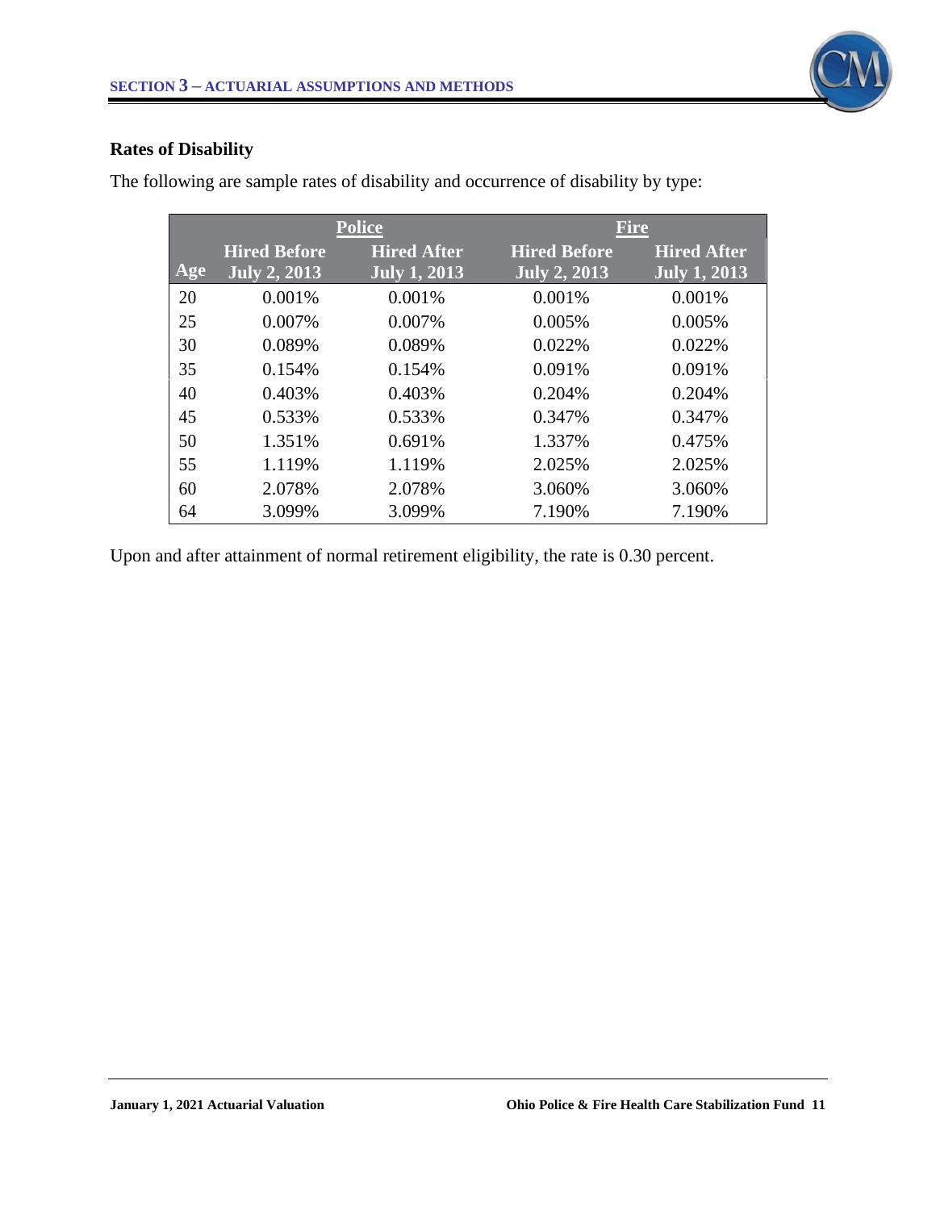### Rates of Disability

The following are sample rates of disability and occurrence of disability by type:

| | Police | | Fire | |
|---|---|---|---|---|
| Age | Hired Before July 2, 2013 | Hired After July 1, 2013 | Hired Before July 2, 2013 | Hired After July 1, 2013 |
| 20 | 0.001% | 0.001% | 0.001% | 0.001% |
| 25 | 0.007% | 0.007% | 0.005% | 0.005% |
| 30 | 0.089% | 0.089% | 0.022% | 0.022% |
| 35 | 0.154% | 0.154% | 0.091% | 0.091% |
| 40 | 0.403% | 0.403% | 0.204% | 0.204% |
| 45 | 0.533% | 0.533% | 0.347% | 0.347% |
| 50 | 1.351% | 0.691% | 1.337% | 0.475% |
| 55 | 1.119% | 1.119% | 2.025% | 2.025% |
| 60 | 2.078% | 2.078% | 3.060% | 3.060% |
| 64 | 3.099% | 3.099% | 7.190% | 7.190% |

Upon and after attainment of normal retirement eligibility, the rate is 0.30 percent.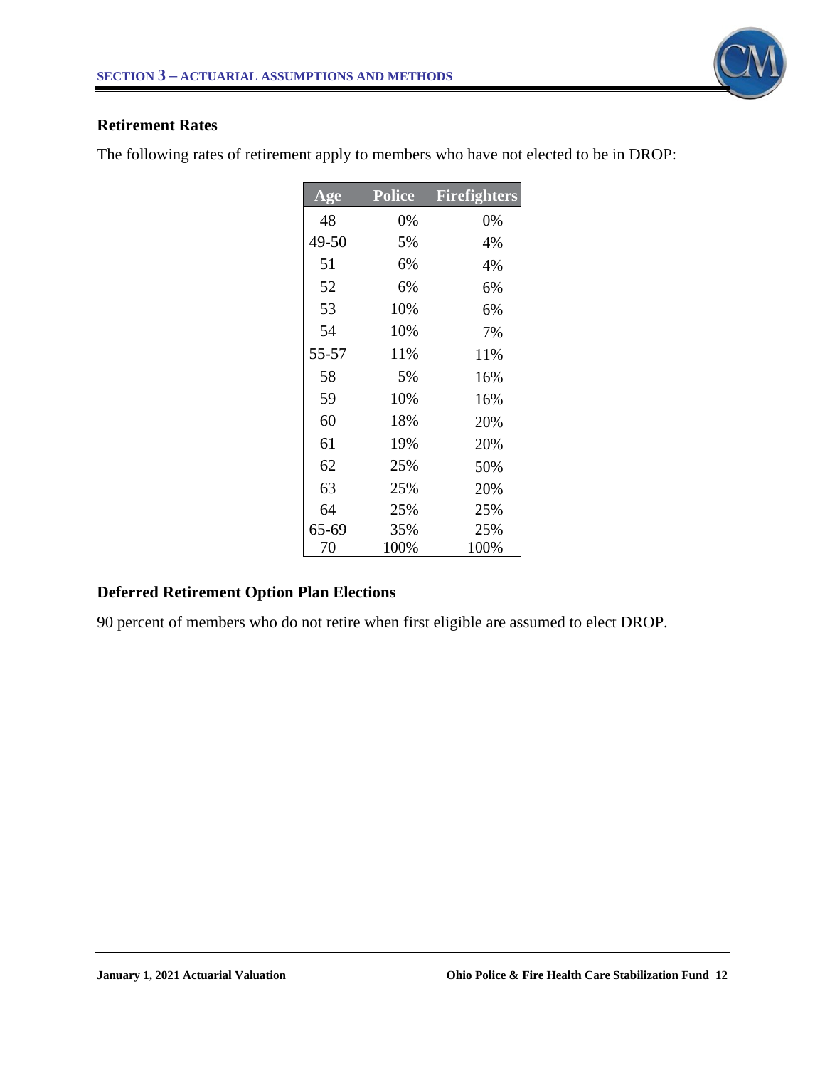### Retirement Rates

The following rates of retirement apply to members who have not elected to be in DROP:

| Age | Police | Firefighters |
|---|---|---|
| 48 | 0% | 0% |
| 49-50 | 5% | 4% |
| 51 | 6% | 4% |
| 52 | 6% | 6% |
| 53 | 10% | 6% |
| 54 | 10% | 7% |
| 55-57 | 11% | 11% |
| 58 | 5% | 16% |
| 59 | 10% | 16% |
| 60 | 18% | 20% |
| 61 | 19% | 20% |
| 62 | 25% | 50% |
| 63 | 25% | 20% |
| 64 | 25% | 25% |
| 65-69 | 35% | 25% |
| 70 | 100% | 100% |

### Deferred Retirement Option Plan Elections

90 percent of members who do not retire when first eligible are assumed to elect DROP.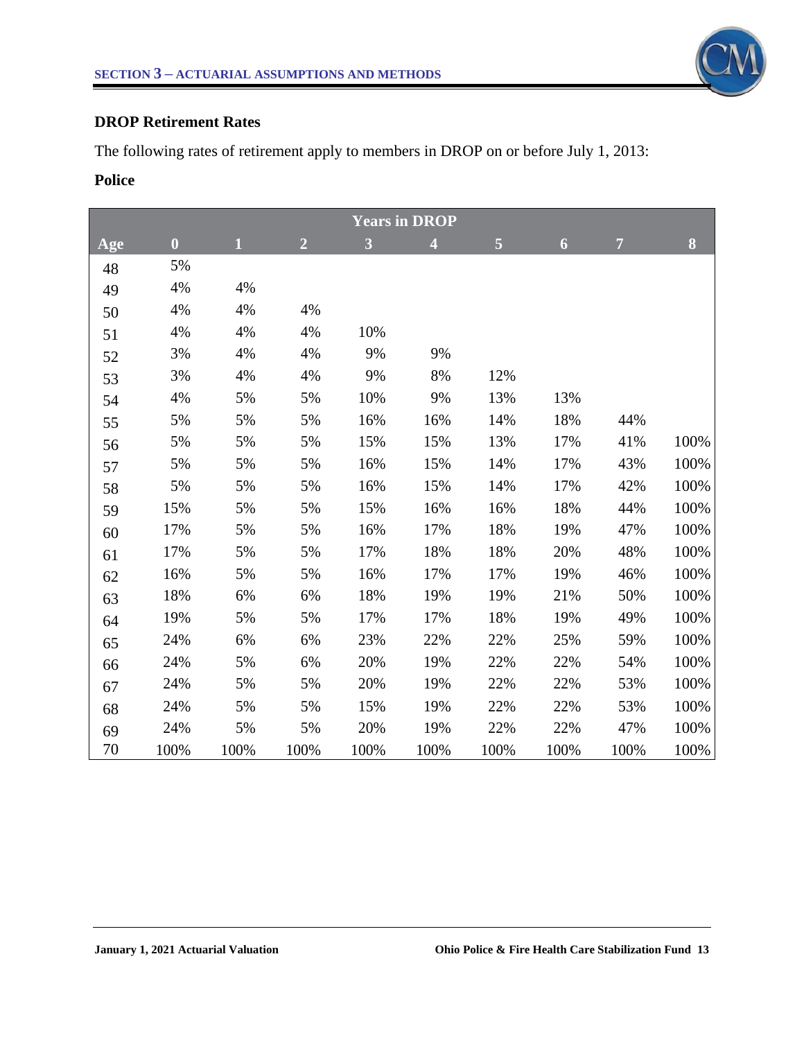### DROP Retirement Rates

The following rates of retirement apply to members in DROP on or before July 1, 2013:

**Police**

| | Years in DROP | | | | | | | | |
|---|---|---|---|---|---|---|---|---|---|
| Age | 0 | 1 | 2 | 3 | 4 | 5 | 6 | 7 | 8 |
| 48 | 5% | | | | | | | | |
| 49 | 4% | 4% | | | | | | | |
| 50 | 4% | 4% | 4% | | | | | | |
| 51 | 4% | 4% | 4% | 10% | | | | | |
| 52 | 3% | 4% | 4% | 9% | 9% | | | | |
| 53 | 3% | 4% | 4% | 9% | 8% | 12% | | | |
| 54 | 4% | 5% | 5% | 10% | 9% | 13% | 13% | | |
| 55 | 5% | 5% | 5% | 16% | 16% | 14% | 18% | 44% | |
| 56 | 5% | 5% | 5% | 15% | 15% | 13% | 17% | 41% | 100% |
| 57 | 5% | 5% | 5% | 16% | 15% | 14% | 17% | 43% | 100% |
| 58 | 5% | 5% | 5% | 16% | 15% | 14% | 17% | 42% | 100% |
| 59 | 15% | 5% | 5% | 15% | 16% | 16% | 18% | 44% | 100% |
| 60 | 17% | 5% | 5% | 16% | 17% | 18% | 19% | 47% | 100% |
| 61 | 17% | 5% | 5% | 17% | 18% | 18% | 20% | 48% | 100% |
| 62 | 16% | 5% | 5% | 16% | 17% | 17% | 19% | 46% | 100% |
| 63 | 18% | 6% | 6% | 18% | 19% | 19% | 21% | 50% | 100% |
| 64 | 19% | 5% | 5% | 17% | 17% | 18% | 19% | 49% | 100% |
| 65 | 24% | 6% | 6% | 23% | 22% | 22% | 25% | 59% | 100% |
| 66 | 24% | 5% | 6% | 20% | 19% | 22% | 22% | 54% | 100% |
| 67 | 24% | 5% | 5% | 20% | 19% | 22% | 22% | 53% | 100% |
| 68 | 24% | 5% | 5% | 15% | 19% | 22% | 22% | 53% | 100% |
| 69 | 24% | 5% | 5% | 20% | 19% | 22% | 22% | 47% | 100% |
| 70 | 100% | 100% | 100% | 100% | 100% | 100% | 100% | 100% | 100% |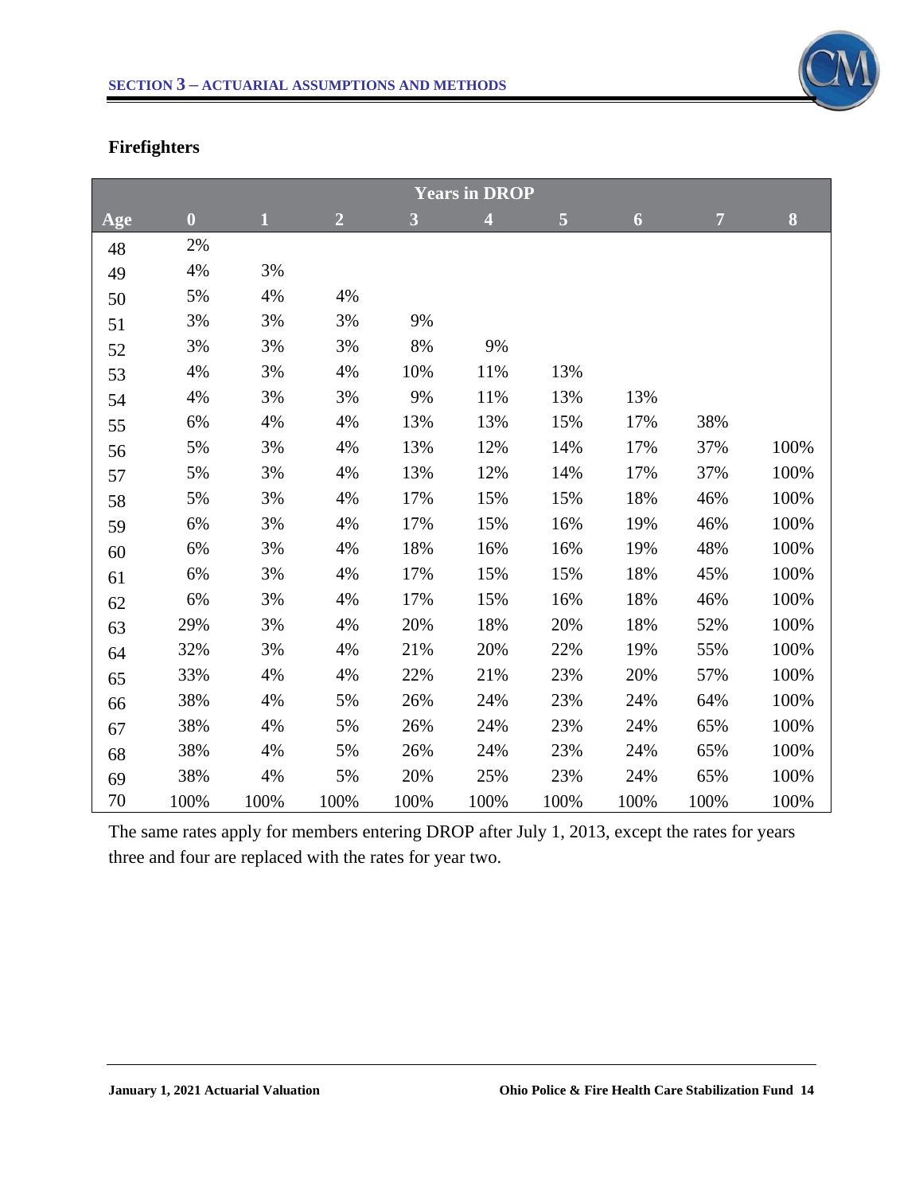## Firefighters

| | Years in DROP | | | | | | | | |
|---|---|---|---|---|---|---|---|---|---|
| **Age** | **0** | **1** | **2** | **3** | **4** | **5** | **6** | **7** | **8** |
| 48 | 2% | | | | | | | | |
| 49 | 4% | 3% | | | | | | | |
| 50 | 5% | 4% | 4% | | | | | | |
| 51 | 3% | 3% | 3% | 9% | | | | | |
| 52 | 3% | 3% | 3% | 8% | 9% | | | | |
| 53 | 4% | 3% | 4% | 10% | 11% | 13% | | | |
| 54 | 4% | 3% | 3% | 9% | 11% | 13% | 13% | | |
| 55 | 6% | 4% | 4% | 13% | 13% | 15% | 17% | 38% | |
| 56 | 5% | 3% | 4% | 13% | 12% | 14% | 17% | 37% | 100% |
| 57 | 5% | 3% | 4% | 13% | 12% | 14% | 17% | 37% | 100% |
| 58 | 5% | 3% | 4% | 17% | 15% | 15% | 18% | 46% | 100% |
| 59 | 6% | 3% | 4% | 17% | 15% | 16% | 19% | 46% | 100% |
| 60 | 6% | 3% | 4% | 18% | 16% | 16% | 19% | 48% | 100% |
| 61 | 6% | 3% | 4% | 17% | 15% | 15% | 18% | 45% | 100% |
| 62 | 6% | 3% | 4% | 17% | 15% | 16% | 18% | 46% | 100% |
| 63 | 29% | 3% | 4% | 20% | 18% | 20% | 18% | 52% | 100% |
| 64 | 32% | 3% | 4% | 21% | 20% | 22% | 19% | 55% | 100% |
| 65 | 33% | 4% | 4% | 22% | 21% | 23% | 20% | 57% | 100% |
| 66 | 38% | 4% | 5% | 26% | 24% | 23% | 24% | 64% | 100% |
| 67 | 38% | 4% | 5% | 26% | 24% | 23% | 24% | 65% | 100% |
| 68 | 38% | 4% | 5% | 26% | 24% | 23% | 24% | 65% | 100% |
| 69 | 38% | 4% | 5% | 20% | 25% | 23% | 24% | 65% | 100% |
| 70 | 100% | 100% | 100% | 100% | 100% | 100% | 100% | 100% | 100% |

The same rates apply for members entering DROP after July 1, 2013, except the rates for years three and four are replaced with the rates for year two.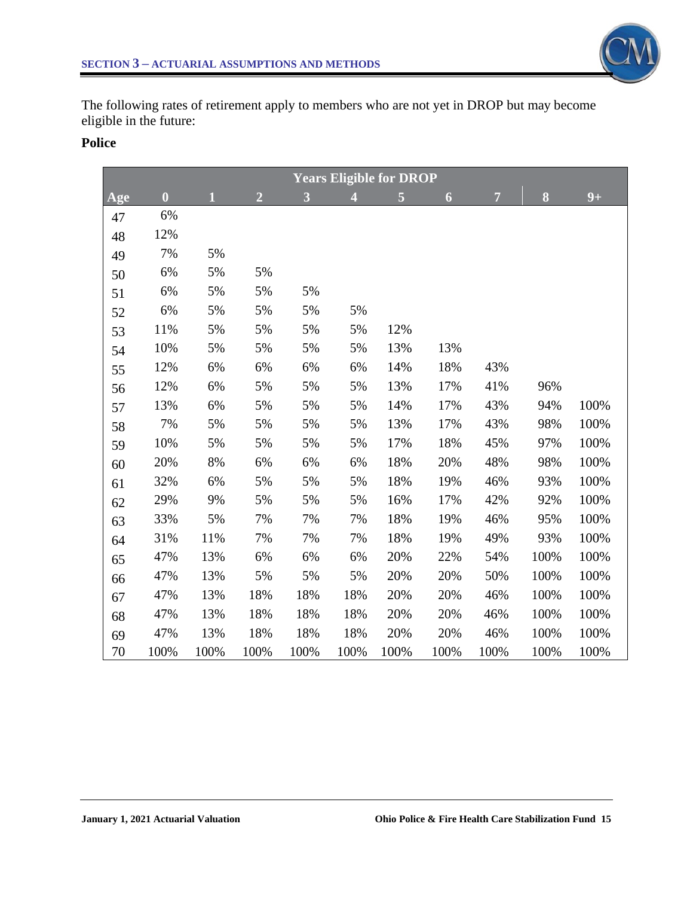The following rates of retirement apply to members who are not yet in DROP but may become eligible in the future:

**Police**

| | Years Eligible for DROP | | | | | | | | | |
|---|---|---|---|---|---|---|---|---|---|---|
| **Age** | **0** | **1** | **2** | **3** | **4** | **5** | **6** | **7** | **8** | **9+** |
| 47 | 6% | | | | | | | | | |
| 48 | 12% | | | | | | | | | |
| 49 | 7% | 5% | | | | | | | | |
| 50 | 6% | 5% | 5% | | | | | | | |
| 51 | 6% | 5% | 5% | 5% | | | | | | |
| 52 | 6% | 5% | 5% | 5% | 5% | | | | | |
| 53 | 11% | 5% | 5% | 5% | 5% | 12% | | | | |
| 54 | 10% | 5% | 5% | 5% | 5% | 13% | 13% | | | |
| 55 | 12% | 6% | 6% | 6% | 6% | 14% | 18% | 43% | | |
| 56 | 12% | 6% | 5% | 5% | 5% | 13% | 17% | 41% | 96% | |
| 57 | 13% | 6% | 5% | 5% | 5% | 14% | 17% | 43% | 94% | 100% |
| 58 | 7% | 5% | 5% | 5% | 5% | 13% | 17% | 43% | 98% | 100% |
| 59 | 10% | 5% | 5% | 5% | 5% | 17% | 18% | 45% | 97% | 100% |
| 60 | 20% | 8% | 6% | 6% | 6% | 18% | 20% | 48% | 98% | 100% |
| 61 | 32% | 6% | 5% | 5% | 5% | 18% | 19% | 46% | 93% | 100% |
| 62 | 29% | 9% | 5% | 5% | 5% | 16% | 17% | 42% | 92% | 100% |
| 63 | 33% | 5% | 7% | 7% | 7% | 18% | 19% | 46% | 95% | 100% |
| 64 | 31% | 11% | 7% | 7% | 7% | 18% | 19% | 49% | 93% | 100% |
| 65 | 47% | 13% | 6% | 6% | 6% | 20% | 22% | 54% | 100% | 100% |
| 66 | 47% | 13% | 5% | 5% | 5% | 20% | 20% | 50% | 100% | 100% |
| 67 | 47% | 13% | 18% | 18% | 18% | 20% | 20% | 46% | 100% | 100% |
| 68 | 47% | 13% | 18% | 18% | 18% | 20% | 20% | 46% | 100% | 100% |
| 69 | 47% | 13% | 18% | 18% | 18% | 20% | 20% | 46% | 100% | 100% |
| 70 | 100% | 100% | 100% | 100% | 100% | 100% | 100% | 100% | 100% | 100% |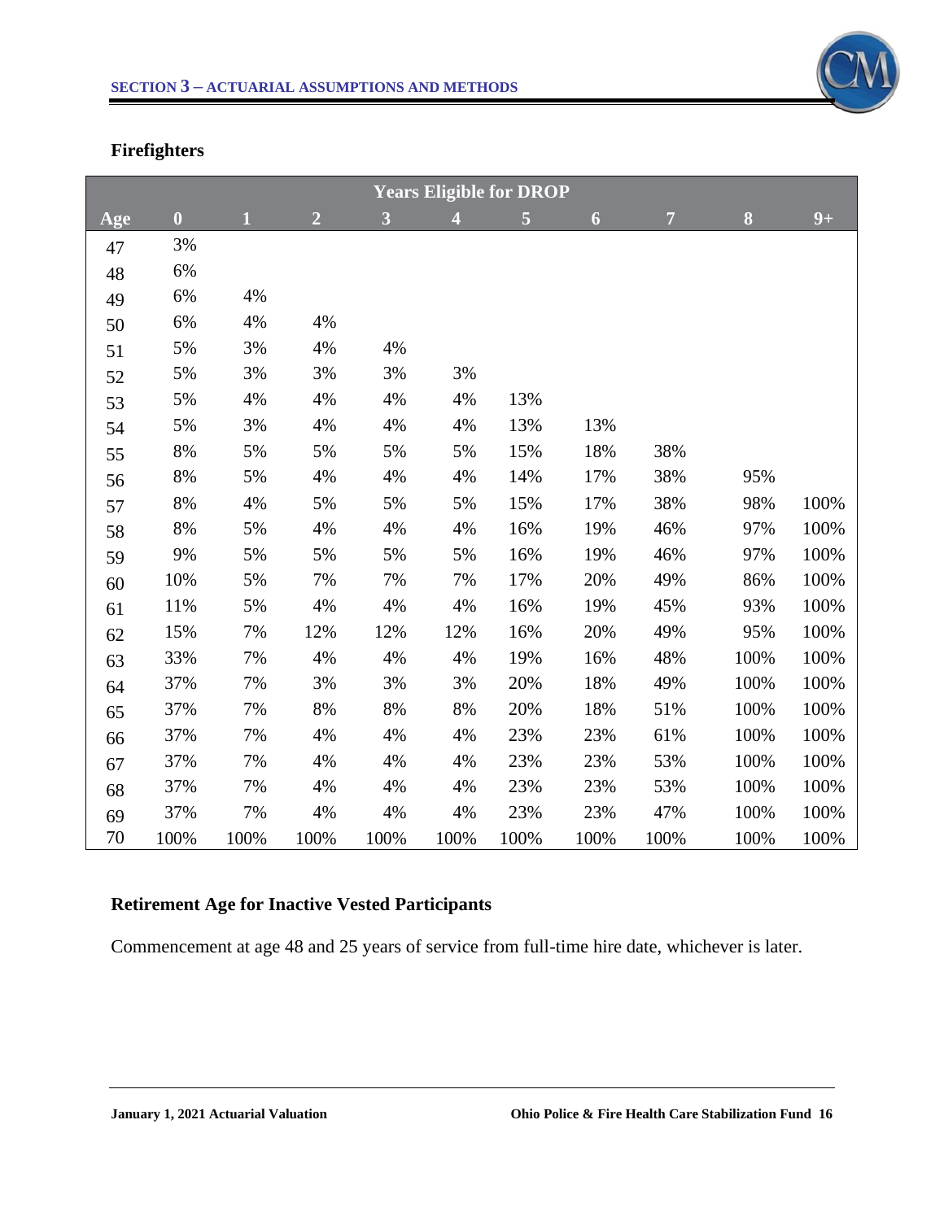### Firefighters

| | Years Eligible for DROP | | | | | | | | | |
|---|---|---|---|---|---|---|---|---|---|---|
| Age | 0 | 1 | 2 | 3 | 4 | 5 | 6 | 7 | 8 | 9+ |
| 47 | 3% | | | | | | | | | |
| 48 | 6% | | | | | | | | | |
| 49 | 6% | 4% | | | | | | | | |
| 50 | 6% | 4% | 4% | | | | | | | |
| 51 | 5% | 3% | 4% | 4% | | | | | | |
| 52 | 5% | 3% | 3% | 3% | 3% | | | | | |
| 53 | 5% | 4% | 4% | 4% | 4% | 13% | | | | |
| 54 | 5% | 3% | 4% | 4% | 4% | 13% | 13% | | | |
| 55 | 8% | 5% | 5% | 5% | 5% | 15% | 18% | 38% | | |
| 56 | 8% | 5% | 4% | 4% | 4% | 14% | 17% | 38% | 95% | |
| 57 | 8% | 4% | 5% | 5% | 5% | 15% | 17% | 38% | 98% | 100% |
| 58 | 8% | 5% | 4% | 4% | 4% | 16% | 19% | 46% | 97% | 100% |
| 59 | 9% | 5% | 5% | 5% | 5% | 16% | 19% | 46% | 97% | 100% |
| 60 | 10% | 5% | 7% | 7% | 7% | 17% | 20% | 49% | 86% | 100% |
| 61 | 11% | 5% | 4% | 4% | 4% | 16% | 19% | 45% | 93% | 100% |
| 62 | 15% | 7% | 12% | 12% | 12% | 16% | 20% | 49% | 95% | 100% |
| 63 | 33% | 7% | 4% | 4% | 4% | 19% | 16% | 48% | 100% | 100% |
| 64 | 37% | 7% | 3% | 3% | 3% | 20% | 18% | 49% | 100% | 100% |
| 65 | 37% | 7% | 8% | 8% | 8% | 20% | 18% | 51% | 100% | 100% |
| 66 | 37% | 7% | 4% | 4% | 4% | 23% | 23% | 61% | 100% | 100% |
| 67 | 37% | 7% | 4% | 4% | 4% | 23% | 23% | 53% | 100% | 100% |
| 68 | 37% | 7% | 4% | 4% | 4% | 23% | 23% | 53% | 100% | 100% |
| 69 | 37% | 7% | 4% | 4% | 4% | 23% | 23% | 47% | 100% | 100% |
| 70 | 100% | 100% | 100% | 100% | 100% | 100% | 100% | 100% | 100% | 100% |

### Retirement Age for Inactive Vested Participants

Commencement at age 48 and 25 years of service from full-time hire date, whichever is later.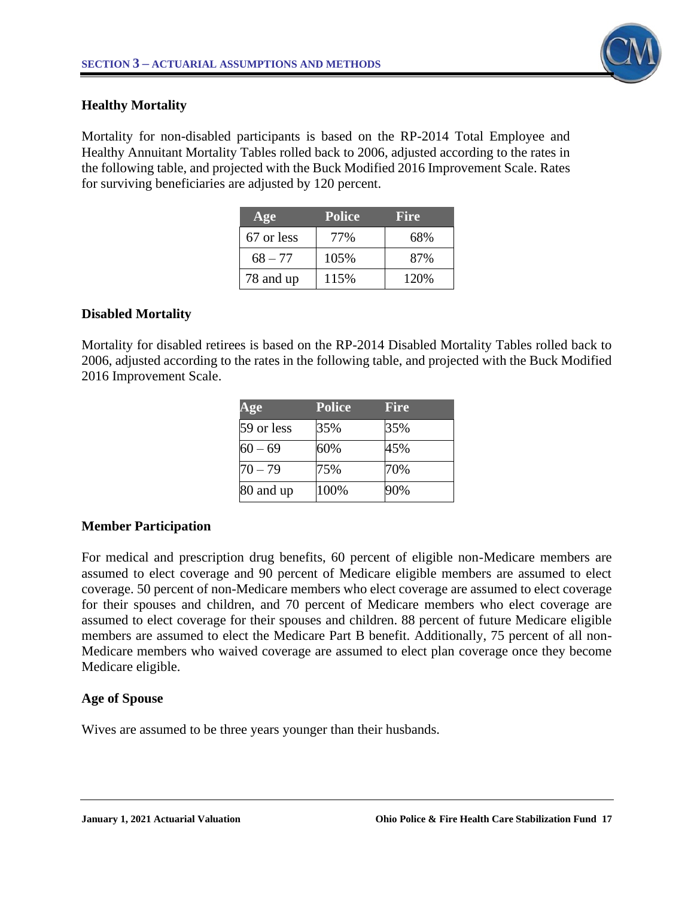### Healthy Mortality

Mortality for non-disabled participants is based on the RP-2014 Total Employee and Healthy Annuitant Mortality Tables rolled back to 2006, adjusted according to the rates in the following table, and projected with the Buck Modified 2016 Improvement Scale. Rates for surviving beneficiaries are adjusted by 120 percent.

| Age | Police | Fire |
|---|---|---|
| 67 or less | 77% | 68% |
| 68 – 77 | 105% | 87% |
| 78 and up | 115% | 120% |

### Disabled Mortality

Mortality for disabled retirees is based on the RP-2014 Disabled Mortality Tables rolled back to 2006, adjusted according to the rates in the following table, and projected with the Buck Modified 2016 Improvement Scale.

| Age | Police | Fire |
|---|---|---|
| 59 or less | 35% | 35% |
| 60 – 69 | 60% | 45% |
| 70 – 79 | 75% | 70% |
| 80 and up | 100% | 90% |

### Member Participation

For medical and prescription drug benefits, 60 percent of eligible non-Medicare members are assumed to elect coverage and 90 percent of Medicare eligible members are assumed to elect coverage. 50 percent of non-Medicare members who elect coverage are assumed to elect coverage for their spouses and children, and 70 percent of Medicare members who elect coverage are assumed to elect coverage for their spouses and children. 88 percent of future Medicare eligible members are assumed to elect the Medicare Part B benefit. Additionally, 75 percent of all non-Medicare members who waived coverage are assumed to elect plan coverage once they become Medicare eligible.

### Age of Spouse

Wives are assumed to be three years younger than their husbands.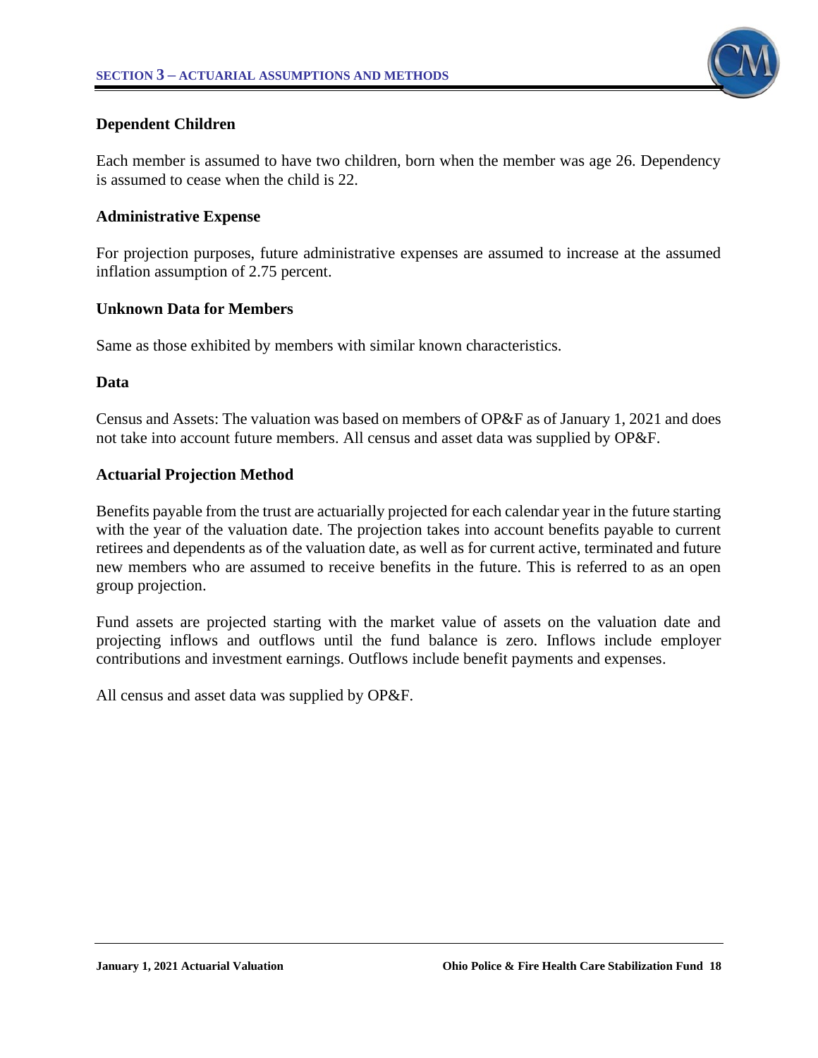### Dependent Children

Each member is assumed to have two children, born when the member was age 26. Dependency is assumed to cease when the child is 22.

### Administrative Expense

For projection purposes, future administrative expenses are assumed to increase at the assumed inflation assumption of 2.75 percent.

### Unknown Data for Members

Same as those exhibited by members with similar known characteristics.

### Data

Census and Assets: The valuation was based on members of OP&F as of January 1, 2021 and does not take into account future members. All census and asset data was supplied by OP&F.

### Actuarial Projection Method

Benefits payable from the trust are actuarially projected for each calendar year in the future starting with the year of the valuation date. The projection takes into account benefits payable to current retirees and dependents as of the valuation date, as well as for current active, terminated and future new members who are assumed to receive benefits in the future. This is referred to as an open group projection.

Fund assets are projected starting with the market value of assets on the valuation date and projecting inflows and outflows until the fund balance is zero. Inflows include employer contributions and investment earnings. Outflows include benefit payments and expenses.

All census and asset data was supplied by OP&F.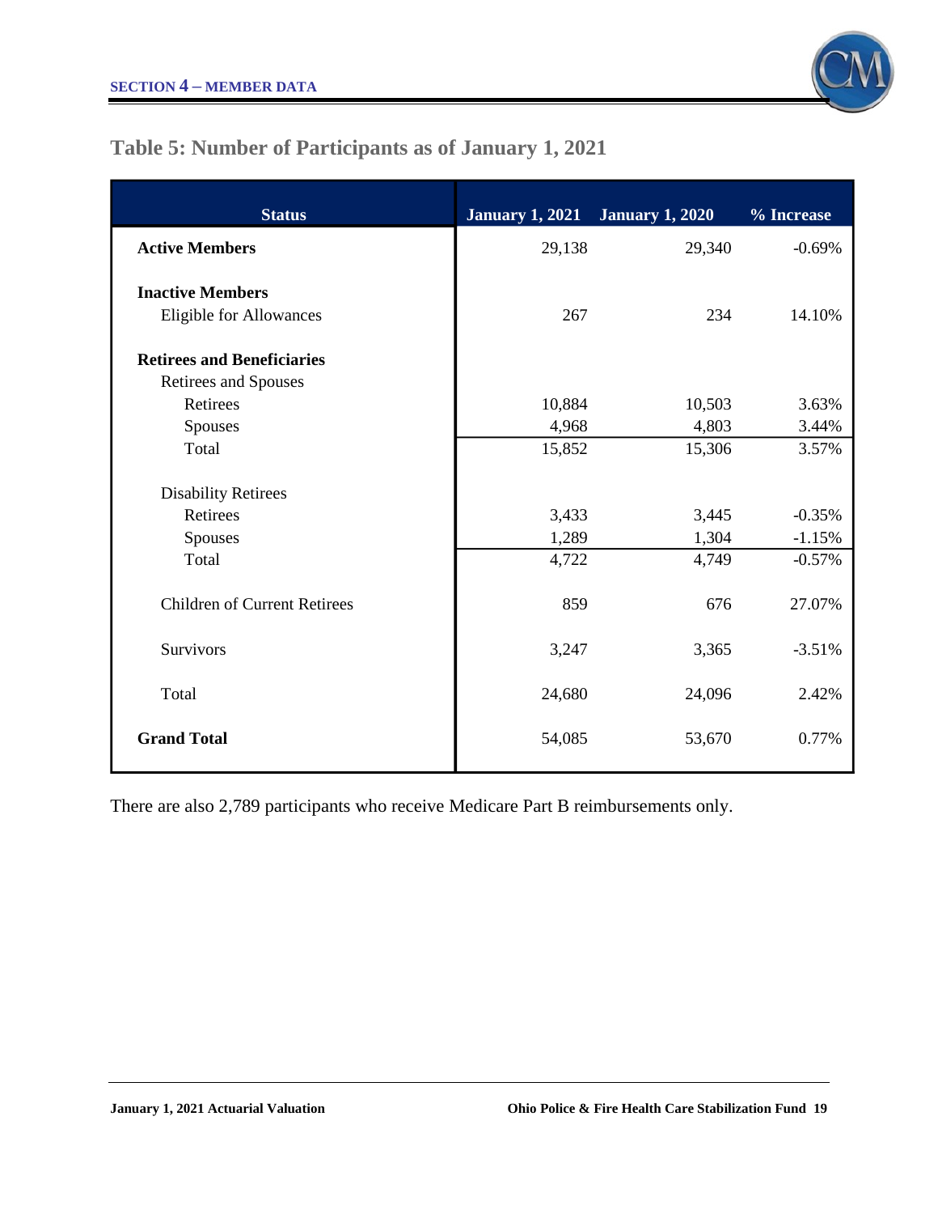## Table 5: Number of Participants as of January 1, 2021

| Status | January 1, 2021 | January 1, 2020 | % Increase |
|---|---|---|---|
| **Active Members** | 29,138 | 29,340 | -0.69% |
| **Inactive Members** | | | |
| Eligible for Allowances | 267 | 234 | 14.10% |
| **Retirees and Beneficiaries** | | | |
| Retirees and Spouses | | | |
| Retirees | 10,884 | 10,503 | 3.63% |
| Spouses | 4,968 | 4,803 | 3.44% |
| Total | 15,852 | 15,306 | 3.57% |
| Disability Retirees | | | |
| Retirees | 3,433 | 3,445 | -0.35% |
| Spouses | 1,289 | 1,304 | -1.15% |
| Total | 4,722 | 4,749 | -0.57% |
| Children of Current Retirees | 859 | 676 | 27.07% |
| Survivors | 3,247 | 3,365 | -3.51% |
| Total | 24,680 | 24,096 | 2.42% |
| **Grand Total** | 54,085 | 53,670 | 0.77% |

There are also 2,789 participants who receive Medicare Part B reimbursements only.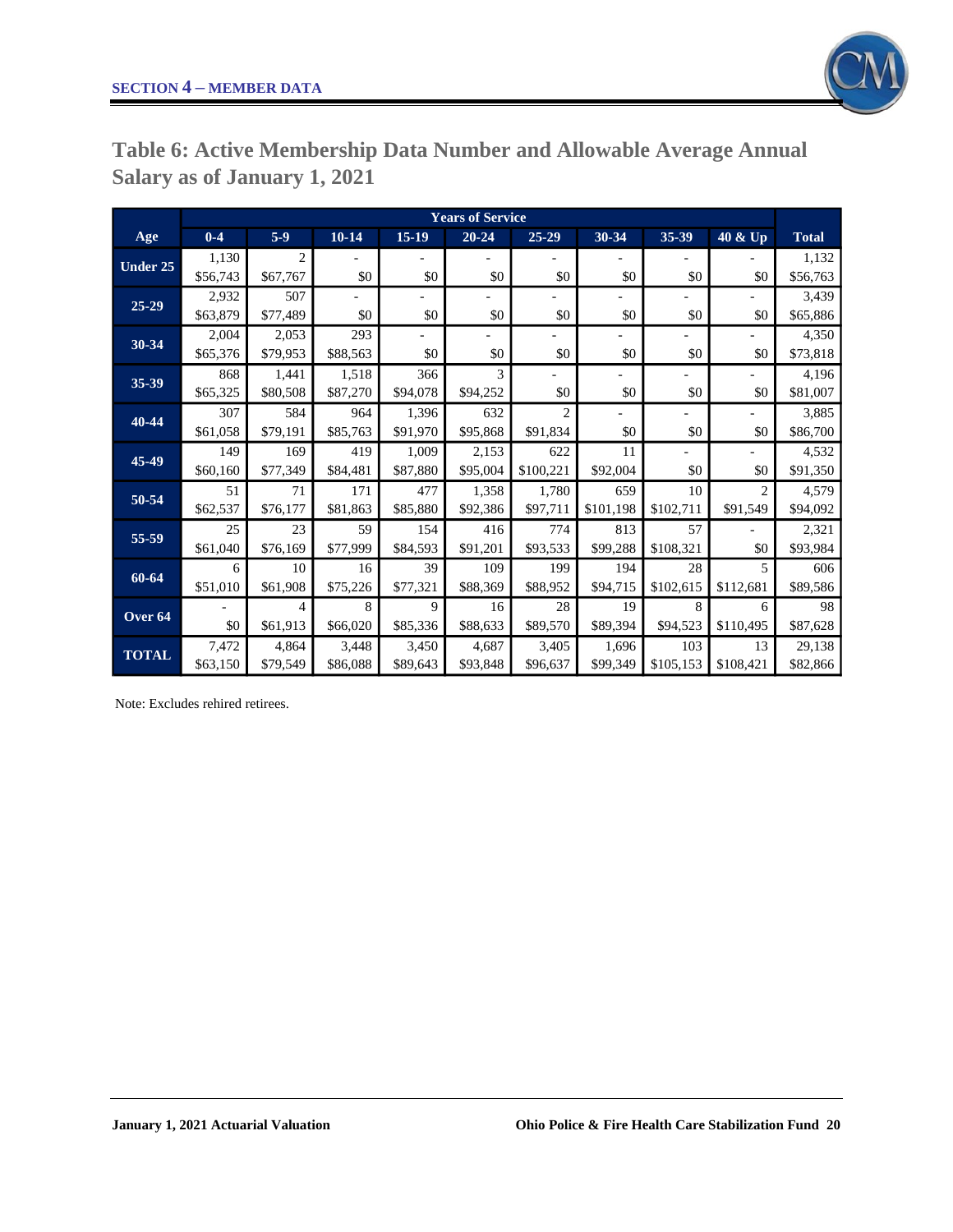## Table 6: Active Membership Data Number and Allowable Average Annual Salary as of January 1, 2021

| Age | Years of Service | | | | | | | | | Total |
|---|---|---|---|---|---|---|---|---|---|---|
| | 0-4 | 5-9 | 10-14 | 15-19 | 20-24 | 25-29 | 30-34 | 35-39 | 40 & Up | |
| Under 25 | 1,130 | 2 | - | - | - | - | - | - | - | 1,132 |
| | $56,743 | $67,767 | $0 | $0 | $0 | $0 | $0 | $0 | $0 | $56,763 |
| 25-29 | 2,932 | 507 | - | - | - | - | - | - | - | 3,439 |
| | $63,879 | $77,489 | $0 | $0 | $0 | $0 | $0 | $0 | $0 | $65,886 |
| 30-34 | 2,004 | 2,053 | 293 | - | - | - | - | - | - | 4,350 |
| | $65,376 | $79,953 | $88,563 | $0 | $0 | $0 | $0 | $0 | $0 | $73,818 |
| 35-39 | 868 | 1,441 | 1,518 | 366 | 3 | - | - | - | - | 4,196 |
| | $65,325 | $80,508 | $87,270 | $94,078 | $94,252 | $0 | $0 | $0 | $0 | $81,007 |
| 40-44 | 307 | 584 | 964 | 1,396 | 632 | 2 | - | - | - | 3,885 |
| | $61,058 | $79,191 | $85,763 | $91,970 | $95,868 | $91,834 | $0 | $0 | $0 | $86,700 |
| 45-49 | 149 | 169 | 419 | 1,009 | 2,153 | 622 | 11 | - | - | 4,532 |
| | $60,160 | $77,349 | $84,481 | $87,880 | $95,004 | $100,221 | $92,004 | $0 | $0 | $91,350 |
| 50-54 | 51 | 71 | 171 | 477 | 1,358 | 1,780 | 659 | 10 | 2 | 4,579 |
| | $62,537 | $76,177 | $81,863 | $85,880 | $92,386 | $97,711 | $101,198 | $102,711 | $91,549 | $94,092 |
| 55-59 | 25 | 23 | 59 | 154 | 416 | 774 | 813 | 57 | - | 2,321 |
| | $61,040 | $76,169 | $77,999 | $84,593 | $91,201 | $93,533 | $99,288 | $108,321 | $0 | $93,984 |
| 60-64 | 6 | 10 | 16 | 39 | 109 | 199 | 194 | 28 | 5 | 606 |
| | $51,010 | $61,908 | $75,226 | $77,321 | $88,369 | $88,952 | $94,715 | $102,615 | $112,681 | $89,586 |
| Over 64 | - | 4 | 8 | 9 | 16 | 28 | 19 | 8 | 6 | 98 |
| | $0 | $61,913 | $66,020 | $85,336 | $88,633 | $89,570 | $89,394 | $94,523 | $110,495 | $87,628 |
| TOTAL | 7,472 | 4,864 | 3,448 | 3,450 | 4,687 | 3,405 | 1,696 | 103 | 13 | 29,138 |
| | $63,150 | $79,549 | $86,088 | $89,643 | $93,848 | $96,637 | $99,349 | $105,153 | $108,421 | $82,866 |

Note: Excludes rehired retirees.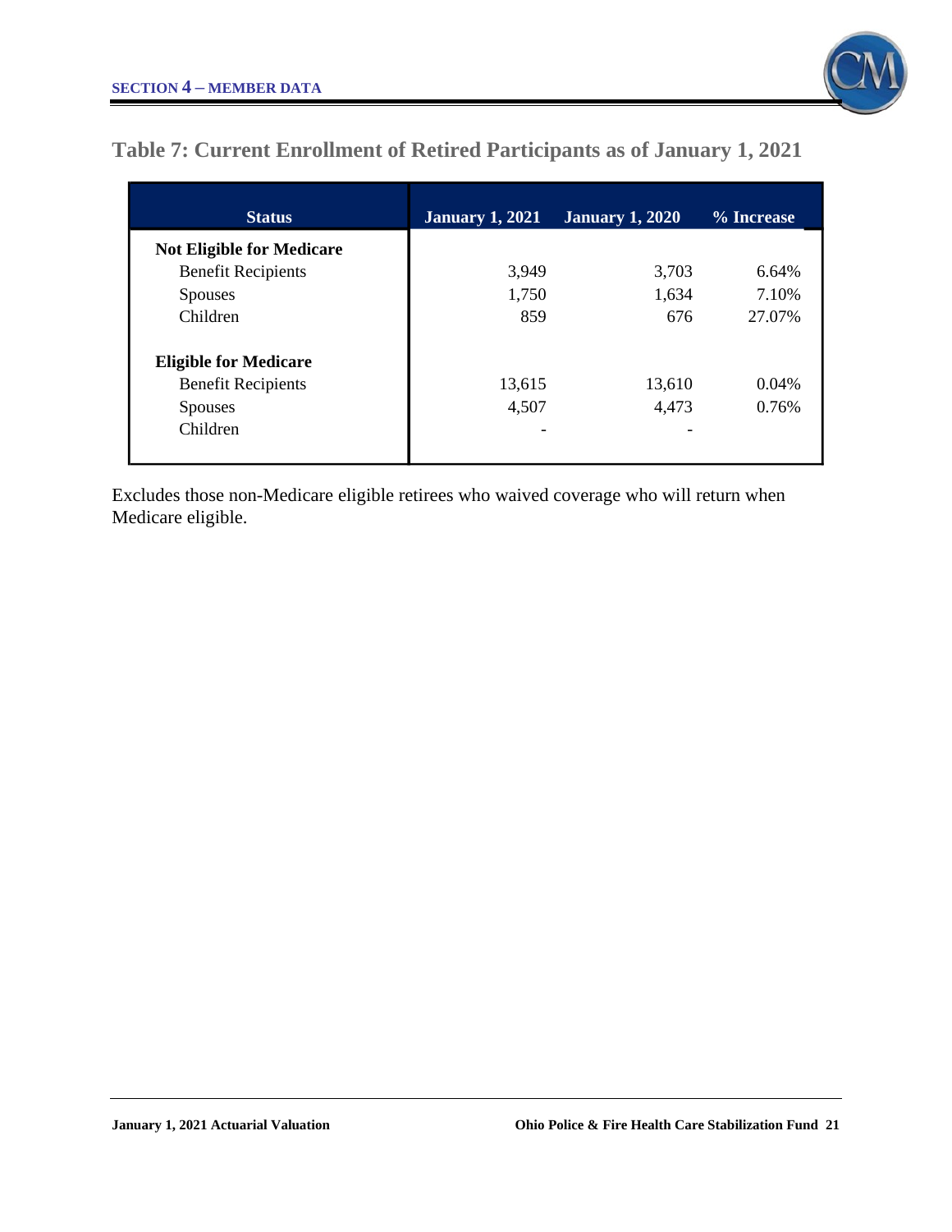## Table 7: Current Enrollment of Retired Participants as of January 1, 2021

| Status | January 1, 2021 | January 1, 2020 | % Increase |
|---|---|---|---|
| **Not Eligible for Medicare** | | | |
| Benefit Recipients | 3,949 | 3,703 | 6.64% |
| Spouses | 1,750 | 1,634 | 7.10% |
| Children | 859 | 676 | 27.07% |
| **Eligible for Medicare** | | | |
| Benefit Recipients | 13,615 | 13,610 | 0.04% |
| Spouses | 4,507 | 4,473 | 0.76% |
| Children | - | - | |

Excludes those non-Medicare eligible retirees who waived coverage who will return when Medicare eligible.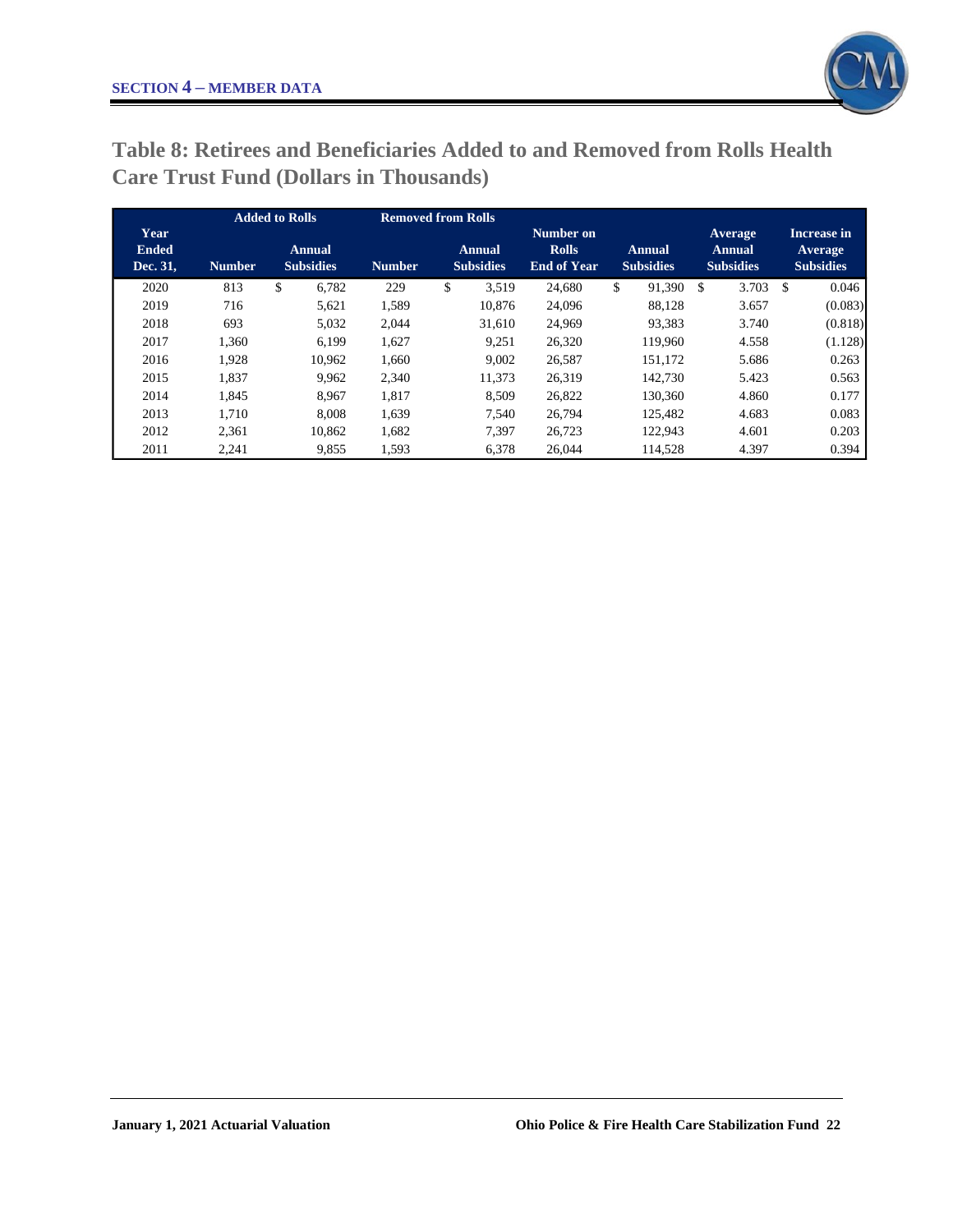## Table 8: Retirees and Beneficiaries Added to and Removed from Rolls Health Care Trust Fund (Dollars in Thousands)

| Year Ended Dec. 31, | Added to Rolls | | Removed from Rolls | | Number on Rolls End of Year | Annual Subsidies | Average Annual Subsidies | Increase in Average Subsidies |
|---|---|---|---|---|---|---|---|---|
| | Number | Annual Subsidies | Number | Annual Subsidies | | | | |
| 2020 | 813 | $ 6,782 | 229 | $ 3,519 | 24,680 | $ 91,390 | $ 3.703 | $ 0.046 |
| 2019 | 716 | 5,621 | 1,589 | 10,876 | 24,096 | 88,128 | 3.657 | (0.083) |
| 2018 | 693 | 5,032 | 2,044 | 31,610 | 24,969 | 93,383 | 3.740 | (0.818) |
| 2017 | 1,360 | 6,199 | 1,627 | 9,251 | 26,320 | 119,960 | 4.558 | (1.128) |
| 2016 | 1,928 | 10,962 | 1,660 | 9,002 | 26,587 | 151,172 | 5.686 | 0.263 |
| 2015 | 1,837 | 9,962 | 2,340 | 11,373 | 26,319 | 142,730 | 5.423 | 0.563 |
| 2014 | 1,845 | 8,967 | 1,817 | 8,509 | 26,822 | 130,360 | 4.860 | 0.177 |
| 2013 | 1,710 | 8,008 | 1,639 | 7,540 | 26,794 | 125,482 | 4.683 | 0.083 |
| 2012 | 2,361 | 10,862 | 1,682 | 7,397 | 26,723 | 122,943 | 4.601 | 0.203 |
| 2011 | 2,241 | 9,855 | 1,593 | 6,378 | 26,044 | 114,528 | 4.397 | 0.394 |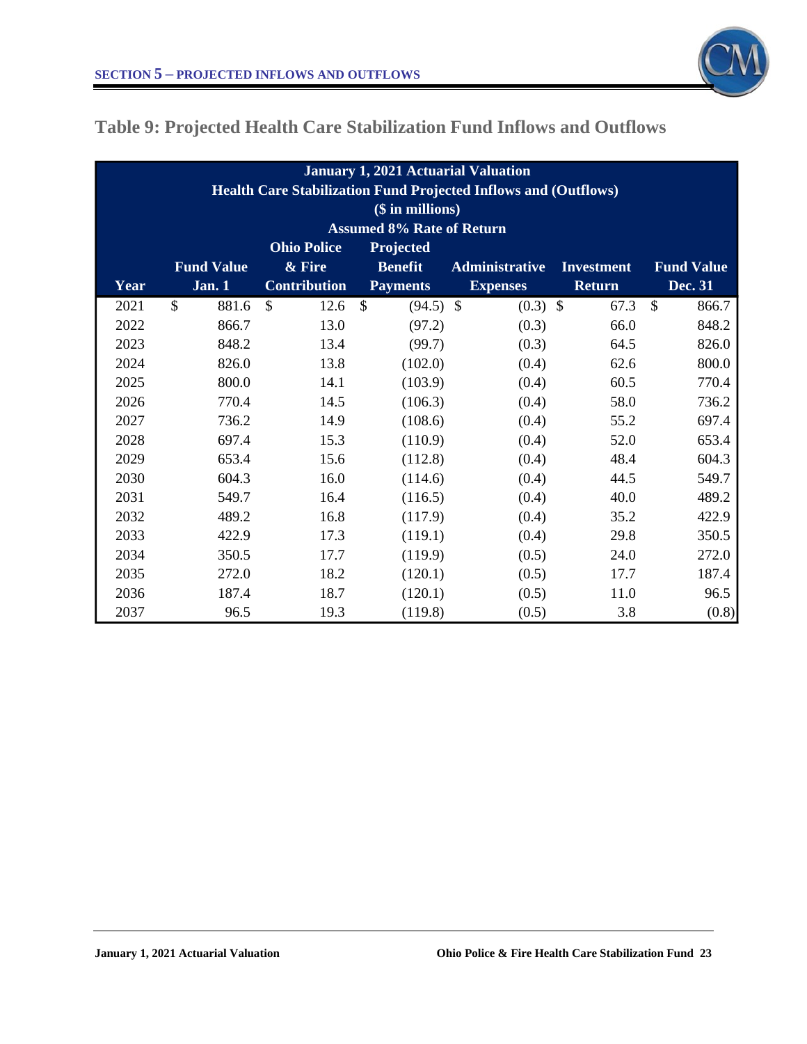# Table 9: Projected Health Care Stabilization Fund Inflows and Outflows

| January 1, 2021 Actuarial Valuation<br>Health Care Stabilization Fund Projected Inflows and (Outflows)<br>($ in millions)<br>Assumed 8% Rate of Return | | | | | | |
|---|---|---|---|---|---|---|
| **Year** | **Fund Value Jan. 1** | **Ohio Police & Fire Contribution** | **Projected Benefit Payments** | **Administrative Expenses** | **Investment Return** | **Fund Value Dec. 31** |
| 2021 | $ 881.6 | $ 12.6 | $ (94.5) | $ (0.3) | $ 67.3 | $ 866.7 |
| 2022 | 866.7 | 13.0 | (97.2) | (0.3) | 66.0 | 848.2 |
| 2023 | 848.2 | 13.4 | (99.7) | (0.3) | 64.5 | 826.0 |
| 2024 | 826.0 | 13.8 | (102.0) | (0.4) | 62.6 | 800.0 |
| 2025 | 800.0 | 14.1 | (103.9) | (0.4) | 60.5 | 770.4 |
| 2026 | 770.4 | 14.5 | (106.3) | (0.4) | 58.0 | 736.2 |
| 2027 | 736.2 | 14.9 | (108.6) | (0.4) | 55.2 | 697.4 |
| 2028 | 697.4 | 15.3 | (110.9) | (0.4) | 52.0 | 653.4 |
| 2029 | 653.4 | 15.6 | (112.8) | (0.4) | 48.4 | 604.3 |
| 2030 | 604.3 | 16.0 | (114.6) | (0.4) | 44.5 | 549.7 |
| 2031 | 549.7 | 16.4 | (116.5) | (0.4) | 40.0 | 489.2 |
| 2032 | 489.2 | 16.8 | (117.9) | (0.4) | 35.2 | 422.9 |
| 2033 | 422.9 | 17.3 | (119.1) | (0.4) | 29.8 | 350.5 |
| 2034 | 350.5 | 17.7 | (119.9) | (0.5) | 24.0 | 272.0 |
| 2035 | 272.0 | 18.2 | (120.1) | (0.5) | 17.7 | 187.4 |
| 2036 | 187.4 | 18.7 | (120.1) | (0.5) | 11.0 | 96.5 |
| 2037 | 96.5 | 19.3 | (119.8) | (0.5) | 3.8 | (0.8) |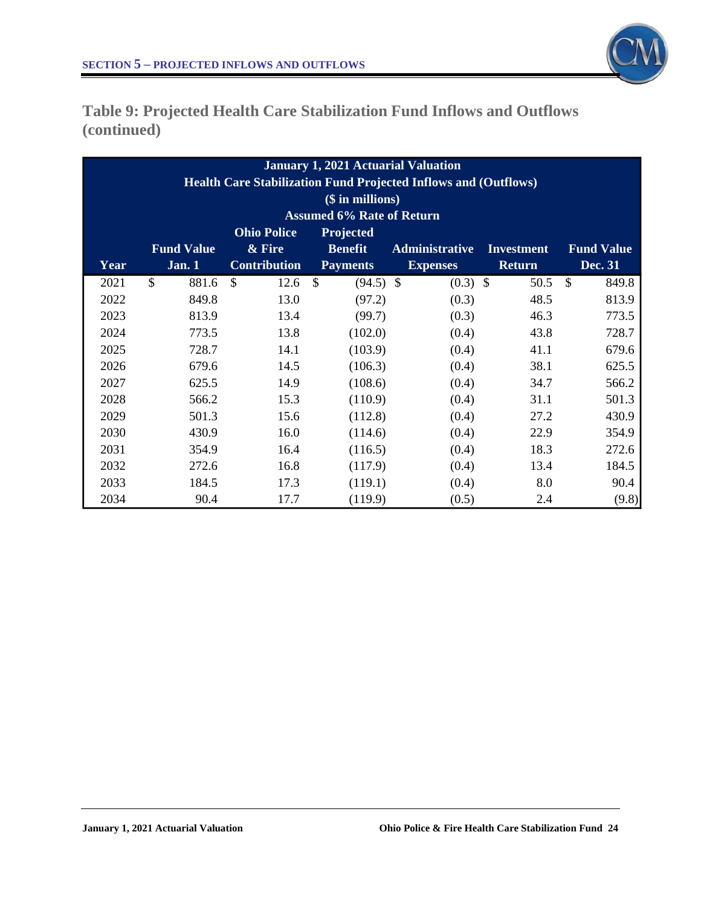## Table 9: Projected Health Care Stabilization Fund Inflows and Outflows (continued)

| January 1, 2021 Actuarial Valuation<br>Health Care Stabilization Fund Projected Inflows and (Outflows)<br>($ in millions)<br>Assumed 6% Rate of Return | | | | | | |
|---|---|---|---|---|---|---|
| Year | Fund Value Jan. 1 | Ohio Police & Fire Contribution | Projected Benefit Payments | Administrative Expenses | Investment Return | Fund Value Dec. 31 |
| 2021 | $ 881.6 | $ 12.6 | $ (94.5) | $ (0.3) | $ 50.5 | $ 849.8 |
| 2022 | 849.8 | 13.0 | (97.2) | (0.3) | 48.5 | 813.9 |
| 2023 | 813.9 | 13.4 | (99.7) | (0.3) | 46.3 | 773.5 |
| 2024 | 773.5 | 13.8 | (102.0) | (0.4) | 43.8 | 728.7 |
| 2025 | 728.7 | 14.1 | (103.9) | (0.4) | 41.1 | 679.6 |
| 2026 | 679.6 | 14.5 | (106.3) | (0.4) | 38.1 | 625.5 |
| 2027 | 625.5 | 14.9 | (108.6) | (0.4) | 34.7 | 566.2 |
| 2028 | 566.2 | 15.3 | (110.9) | (0.4) | 31.1 | 501.3 |
| 2029 | 501.3 | 15.6 | (112.8) | (0.4) | 27.2 | 430.9 |
| 2030 | 430.9 | 16.0 | (114.6) | (0.4) | 22.9 | 354.9 |
| 2031 | 354.9 | 16.4 | (116.5) | (0.4) | 18.3 | 272.6 |
| 2032 | 272.6 | 16.8 | (117.9) | (0.4) | 13.4 | 184.5 |
| 2033 | 184.5 | 17.3 | (119.1) | (0.4) | 8.0 | 90.4 |
| 2034 | 90.4 | 17.7 | (119.9) | (0.5) | 2.4 | (9.8) |